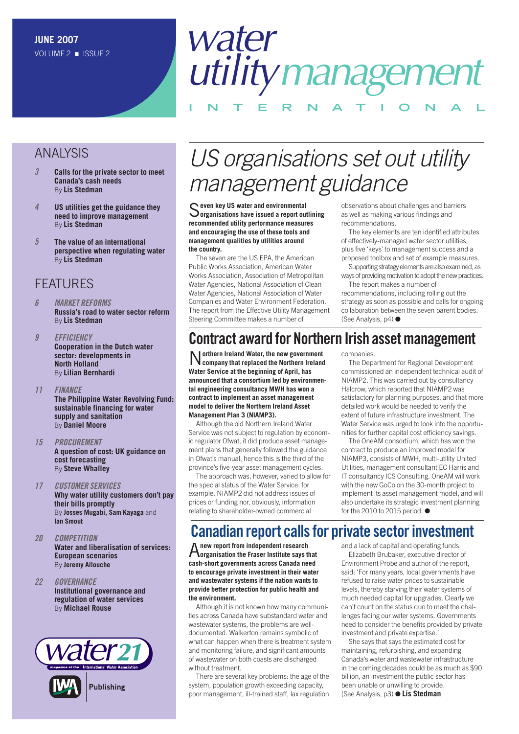JUNE 2007
VOLUME 2 ■ ISSUE 2

# water utility management INTERNATIONAL

## ANALYSIS

*3* **Calls for the private sector to meet Canada's cash needs**
By **Lis Stedman**

*4* **US utilities get the guidance they need to improve management**
By **Lis Stedman**

*5* **The value of an international perspective when regulating water**
By **Lis Stedman**

## FEATURES

*6* *MARKET REFORMS*
**Russia's road to water sector reform**
By **Lis Stedman**

*9* *EFFICIENCY*
**Cooperation in the Dutch water sector: developments in North Holland**
By **Lilian Bernhardi**

*11* *FINANCE*
**The Philippine Water Revolving Fund: sustainable financing for water supply and sanitation**
By **Daniel Moore**

*15* *PROCUREMENT*
**A question of cost: UK guidance on cost forecasting**
By **Steve Whalley**

*17* *CUSTOMER SERVICES*
**Why water utility customers don't pay their bills promptly**
By **Josses Mugabi, Sam Kayaga** and **Ian Smout**

*20* *COMPETITION*
**Water and liberalisation of services: European scenarios**
By **Jeremy Allouche**

*22* *GOVERNANCE*
**Institutional governance and regulation of water services**
By **Michael Rouse**

water21 — magazine of the International Water Association

IWA Publishing

# *US organisations set out utility management guidance*

**Seven key US water and environmental organisations have issued a report outlining recommended utility performance measures and encouraging the use of these tools and management qualities by utilities around the country.**

The seven are the US EPA, the American Public Works Association, American Water Works Association, Association of Metropolitan Water Agencies, National Association of Clean Water Agencies, National Association of Water Companies and Water Environment Federation. The report from the Effective Utility Management Steering Committee makes a number of observations about challenges and barriers as well as making various findings and recommendations.

The key elements are ten identified attributes of effectively-managed water sector utilities, plus five 'keys' to management success and a proposed toolbox and set of example measures.

Supporting strategy elements are also examined, as ways of providing motivation to adopt the new practices.

The report makes a number of recommendations, including rolling out the strategy as soon as possible and calls for ongoing collaboration between the seven parent bodies. (See Analysis, p4) ●

# Contract award for Northern Irish asset management

**Northern Ireland Water, the new government company that replaced the Northern Ireland Water Service at the beginning of April, has announced that a consortium led by environmental engineering consultancy MWH has won a contract to implement an asset management model to deliver the Northern Ireland Asset Management Plan 3 (NIAMP3).**

Although the old Northern Ireland Water Service was not subject to regulation by economic regulator Ofwat, it did produce asset management plans that generally followed the guidance in Ofwat's manual, hence this is the third of the province's five-year asset management cycles.

The approach was, however, varied to allow for the special status of the Water Service: for example, NIAMP2 did not address issues of prices or funding nor, obviously, information relating to shareholder-owned commercial companies.

The Department for Regional Development commissioned an independent technical audit of NIAMP2. This was carried out by consultancy Halcrow, which reported that NIAMP2 was satisfactory for planning purposes, and that more detailed work would be needed to verify the extent of future infrastructure investment. The Water Service was urged to look into the opportunities for further capital cost efficiency savings.

The OneAM consortium, which has won the contract to produce an improved model for NIAMP3, consists of MWH, multi-utility United Utilities, management consultant EC Harris and IT consultancy ICS Consulting. OneAM will work with the new GoCo on the 30-month project to implement its asset management model, and will also undertake its strategic investment planning for the 2010 to 2015 period. ●

# Canadian report calls for private sector investment

**A new report from independent research organisation the Fraser Institute says that cash-short governments across Canada need to encourage private investment in their water and wastewater systems if the nation wants to provide better protection for public health and the environment.**

Although it is not known how many communities across Canada have substandard water and wastewater systems, the problems are well-documented. Walkerton remains symbolic of what can happen when there is treatment system and monitoring failure, and significant amounts of wastewater on both coasts are discharged without treatment.

There are several key problems: the age of the system, population growth exceeding capacity, poor management, ill-trained staff, lax regulation and a lack of capital and operating funds.

Elizabeth Brubaker, executive director of Environment Probe and author of the report, said: 'For many years, local governments have refused to raise water prices to sustainable levels, thereby starving their water systems of much needed capital for upgrades. Clearly we can't count on the status quo to meet the challenges facing our water systems. Governments need to consider the benefits provided by private investment and private expertise.'

She says that says the estimated cost for maintaining, refurbishing, and expanding Canada's water and wastewater infrastructure in the coming decades could be as much as $90 billion, an investment the public sector has been unable or unwilling to provide. (See Analysis, p3) ● **Lis Stedman**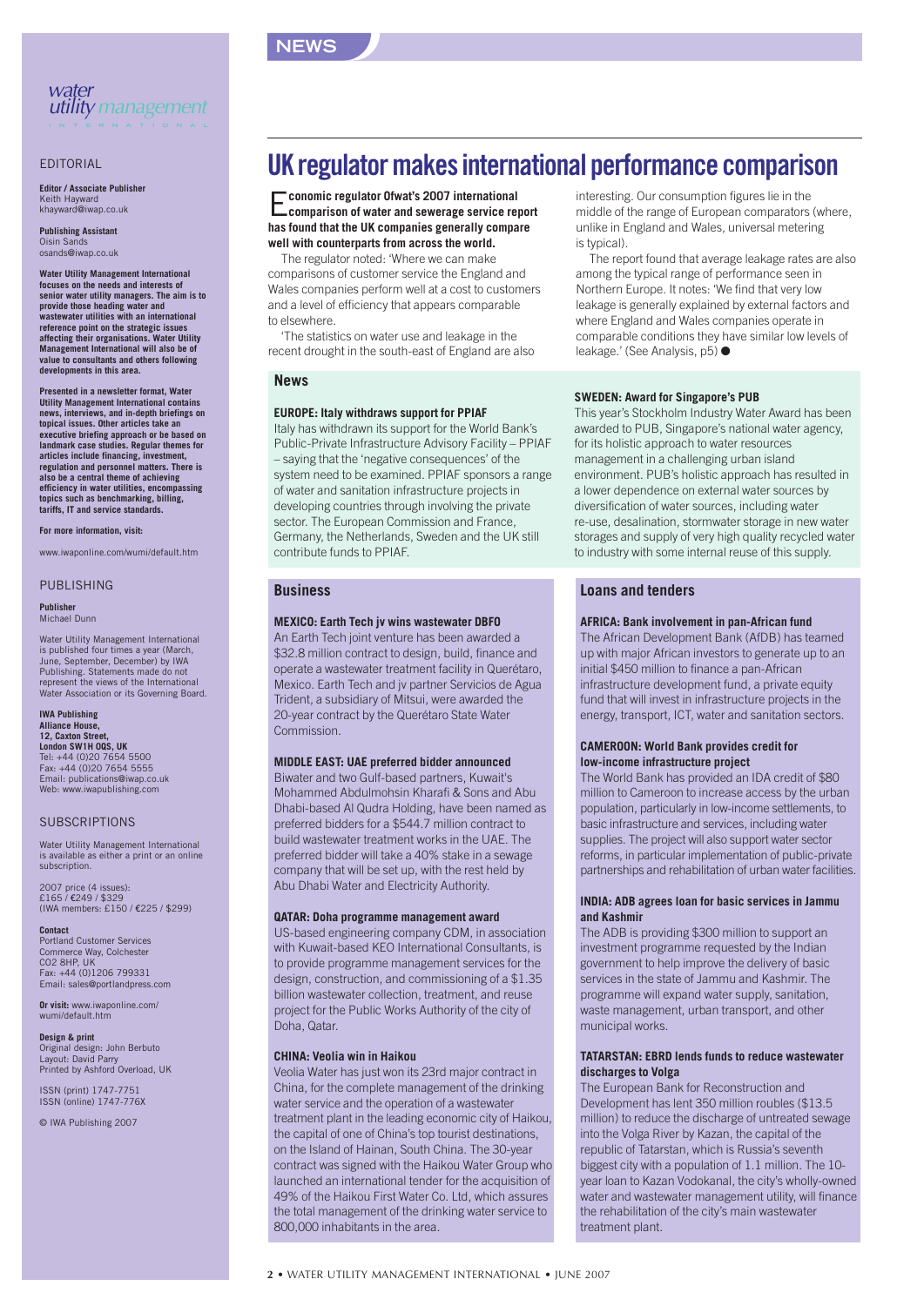# UK regulator makes international performance comparison

**Economic regulator Ofwat's 2007 international comparison of water and sewerage service report has found that the UK companies generally compare well with counterparts from across the world.**

The regulator noted: 'Where we can make comparisons of customer service the England and Wales companies perform well at a cost to customers and a level of efficiency that appears comparable to elsewhere.

'The statistics on water use and leakage in the recent drought in the south-east of England are also interesting. Our consumption figures lie in the middle of the range of European comparators (where, unlike in England and Wales, universal metering is typical).

The report found that average leakage rates are also among the typical range of performance seen in Northern Europe. It notes: 'We find that very low leakage is generally explained by external factors and where England and Wales companies operate in comparable conditions they have similar low levels of leakage.' (See Analysis, p5) ●

## News

### EUROPE: Italy withdraws support for PPIAF

Italy has withdrawn its support for the World Bank's Public-Private Infrastructure Advisory Facility – PPIAF – saying that the 'negative consequences' of the system need to be examined. PPIAF sponsors a range of water and sanitation infrastructure projects in developing countries through involving the private sector. The European Commission and France, Germany, the Netherlands, Sweden and the UK still contribute funds to PPIAF.

### SWEDEN: Award for Singapore's PUB

This year's Stockholm Industry Water Award has been awarded to PUB, Singapore's national water agency, for its holistic approach to water resources management in a challenging urban island environment. PUB's holistic approach has resulted in a lower dependence on external water sources by diversification of water sources, including water re-use, desalination, stormwater storage in new water storages and supply of very high quality recycled water to industry with some internal reuse of this supply.

## Business

### MEXICO: Earth Tech jv wins wastewater DBFO

An Earth Tech joint venture has been awarded a $32.8 million contract to design, build, finance and operate a wastewater treatment facility in Querétaro, Mexico. Earth Tech and jv partner Servicios de Agua Trident, a subsidiary of Mitsui, were awarded the 20-year contract by the Querétaro State Water Commission.

### MIDDLE EAST: UAE preferred bidder announced

Biwater and two Gulf-based partners, Kuwait's Mohammed Abdulmohsin Kharafi & Sons and Abu Dhabi-based Al Qudra Holding, have been named as preferred bidders for a $544.7 million contract to build wastewater treatment works in the UAE. The preferred bidder will take a 40% stake in a sewage company that will be set up, with the rest held by Abu Dhabi Water and Electricity Authority.

### QATAR: Doha programme management award

US-based engineering company CDM, in association with Kuwait-based KEO International Consultants, is to provide programme management services for the design, construction, and commissioning of a $1.35 billion wastewater collection, treatment, and reuse project for the Public Works Authority of the city of Doha, Qatar.

### CHINA: Veolia win in Haikou

Veolia Water has just won its 23rd major contract in China, for the complete management of the drinking water service and the operation of a wastewater treatment plant in the leading economic city of Haikou, the capital of one of China's top tourist destinations, on the Island of Hainan, South China. The 30-year contract was signed with the Haikou Water Group who launched an international tender for the acquisition of 49% of the Haikou First Water Co. Ltd, which assures the total management of the drinking water service to 800,000 inhabitants in the area.

## Loans and tenders

### AFRICA: Bank involvement in pan-African fund

The African Development Bank (AfDB) has teamed up with major African investors to generate up to an initial $450 million to finance a pan-African infrastructure development fund, a private equity fund that will invest in infrastructure projects in the energy, transport, ICT, water and sanitation sectors.

### CAMEROON: World Bank provides credit for low-income infrastructure project

The World Bank has provided an IDA credit of $80 million to Cameroon to increase access by the urban population, particularly in low-income settlements, to basic infrastructure and services, including water supplies. The project will also support water sector reforms, in particular implementation of public-private partnerships and rehabilitation of urban water facilities.

### INDIA: ADB agrees loan for basic services in Jammu and Kashmir

The ADB is providing $300 million to support an investment programme requested by the Indian government to help improve the delivery of basic services in the state of Jammu and Kashmir. The programme will expand water supply, sanitation, waste management, urban transport, and other municipal works.

### TATARSTAN: EBRD lends funds to reduce wastewater discharges to Volga

The European Bank for Reconstruction and Development has lent 350 million roubles ($13.5 million) to reduce the discharge of untreated sewage into the Volga River by Kazan, the capital of the republic of Tatarstan, which is Russia's seventh biggest city with a population of 1.1 million. The 10-year loan to Kazan Vodokanal, the city's wholly-owned water and wastewater management utility, will finance the rehabilitation of the city's main wastewater treatment plant.

---

*water utility management* INTERNATIONAL

## EDITORIAL

**Editor / Associate Publisher**
Keith Hayward
khayward@iwap.co.uk

**Publishing Assistant**
Oisin Sands
osands@iwap.co.uk

**Water Utility Management International focuses on the needs and interests of senior water utility managers. The aim is to provide those heading water and wastewater utilities with an international reference point on the strategic issues affecting their organisations. Water Utility Management International will also be of value to consultants and others following developments in this area.**

**Presented in a newsletter format, Water Utility Management International contains news, interviews, and in-depth briefings on topical issues. Other articles take an executive briefing approach or be based on landmark case studies. Regular themes for articles include financing, investment, regulation and personnel matters. There is also be a central theme of achieving efficiency in water utilities, encompassing topics such as benchmarking, billing, tariffs, IT and service standards.**

**For more information, visit:**

www.iwaponline.com/wumi/default.htm

## PUBLISHING

**Publisher**
Michael Dunn

Water Utility Management International is published four times a year (March, June, September, December) by IWA Publishing. Statements made do not represent the views of the International Water Association or its Governing Board.

**IWA Publishing**
**Alliance House,**
**12, Caxton Street,**
**London SW1H 0QS, UK**
Tel: +44 (0)20 7654 5500
Fax: +44 (0)20 7654 5555
Email: publications@iwap.co.uk
Web: www.iwapublishing.com

## SUBSCRIPTIONS

Water Utility Management International is available as either a print or an online subscription.

2007 price (4 issues):
£165 / €249 / $329
(IWA members: £150 / €225 / $299)

**Contact**
Portland Customer Services
Commerce Way, Colchester
CO2 8HP, UK
Fax: +44 (0)1206 799331
Email: sales@portlandpress.com

**Or visit:** www.iwaponline.com/wumi/default.htm

**Design & print**
Original design: John Berbuto
Layout: David Parry
Printed by Ashford Overload, UK

ISSN (print) 1747-7751
ISSN (online) 1747-776X

© IWA Publishing 2007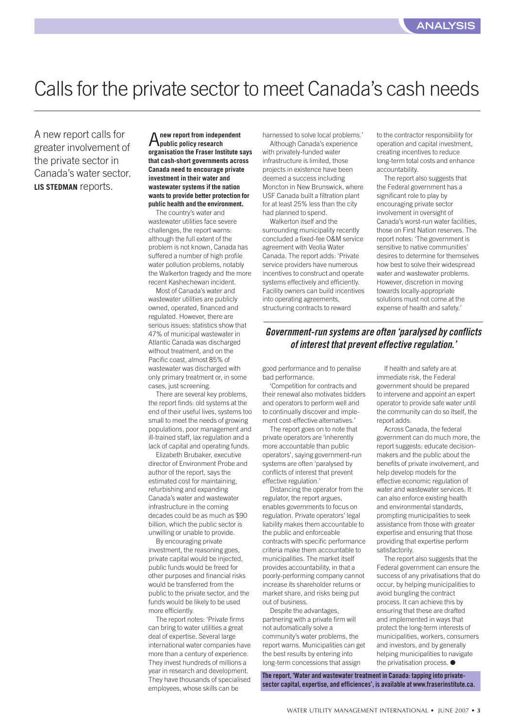ANALYSIS

# Calls for the private sector to meet Canada's cash needs

A new report calls for greater involvement of the private sector in Canada's water sector. **LIS STEDMAN** reports.

**A new report from independent public policy research organisation the Fraser Institute says that cash-short governments across Canada need to encourage private investment in their water and wastewater systems if the nation wants to provide better protection for public health and the environment.**

The country's water and wastewater utilities face severe challenges, the report warns: although the full extent of the problem is not known, Canada has suffered a number of high profile water pollution problems, notably the Walkerton tragedy and the more recent Kashechewan incident.

Most of Canada's water and wastewater utilities are publicly owned, operated, financed and regulated. However, there are serious issues: statistics show that 47% of municipal wastewater in Atlantic Canada was discharged without treatment, and on the Pacific coast, almost 85% of wastewater was discharged with only primary treatment or, in some cases, just screening.

There are several key problems, the report finds: old systems at the end of their useful lives, systems too small to meet the needs of growing populations, poor management and ill-trained staff, lax regulation and a lack of capital and operating funds.

Elizabeth Brubaker, executive director of Environment Probe and author of the report, says the estimated cost for maintaining, refurbishing and expanding Canada's water and wastewater infrastructure in the coming decades could be as much as $90 billion, which the public sector is unwilling or unable to provide.

By encouraging private investment, the reasoning goes, private capital would be injected, public funds would be freed for other purposes and financial risks would be transferred from the public to the private sector, and the funds would be likely to be used more efficiently.

The report notes: 'Private firms can bring to water utilities a great deal of expertise. Several large international water companies have more than a century of experience. They invest hundreds of millions a year in research and development. They have thousands of specialised employees, whose skills can be harnessed to solve local problems.'

Although Canada's experience with privately-funded water infrastructure is limited, those projects in existence have been deemed a success including Moncton in New Brunswick, where USF Canada built a filtration plant for at least 25% less than the city had planned to spend.

Walkerton itself and the surrounding municipality recently concluded a fixed-fee O&M service agreement with Veolia Water Canada. The report adds: 'Private service providers have numerous incentives to construct and operate systems effectively and efficiently. Facility owners can build incentives into operating agreements, structuring contracts to reward good performance and to penalise bad performance.

'Competition for contracts and their renewal also motivates bidders and operators to perform well and to continually discover and implement cost-effective alternatives.'

The report goes on to note that private operators are 'inherently more accountable than public operators', saying government-run systems are often 'paralysed by conflicts of interest that prevent effective regulation.'

> ***Government-run systems are often 'paralysed by conflicts of interest that prevent effective regulation.'***

Distancing the operator from the regulator, the report argues, enables governments to focus on regulation. Private operators' legal liability makes them accountable to the public and enforceable contracts with specific performance criteria make them accountable to municipalities. The market itself provides accountability, in that a poorly-performing company cannot increase its shareholder returns or market share, and risks being put out of business.

Despite the advantages, partnering with a private firm will not automatically solve a community's water problems, the report warns. Municipalities can get the best results by entering into long-term concessions that assign to the contractor responsibility for operation and capital investment, creating incentives to reduce long-term total costs and enhance accountability.

The report also suggests that the Federal government has a significant role to play by encouraging private sector involvement in oversight of Canada's worst-run water facilities, those on First Nation reserves. The report notes: 'The government is sensitive to native communities' desires to determine for themselves how best to solve their widespread water and wastewater problems. However, discretion in moving towards locally-appropriate solutions must not come at the expense of health and safety.'

If health and safety are at immediate risk, the Federal government should be prepared to intervene and appoint an expert operator to provide safe water until the community can do so itself, the report adds.

Across Canada, the federal government can do much more, the report suggests: educate decision-makers and the public about the benefits of private involvement, and help develop models for the effective economic regulation of water and wastewater services. It can also enforce existing health and environmental standards, prompting municipalities to seek assistance from those with greater expertise and ensuring that those providing that expertise perform satisfactorily.

The report also suggests that the Federal government can ensure the success of any privatisations that do occur, by helping municipalities to avoid bungling the contract process. It can achieve this by ensuring that these are drafted and implemented in ways that protect the long-term interests of municipalities, workers, consumers and investors, and by generally helping municipalities to navigate the privatisation process. ●

**The report, 'Water and wastewater treatment in Canada: tapping into private-sector capital, expertise, and efficiencies', is available at www.fraserinstitute.ca.**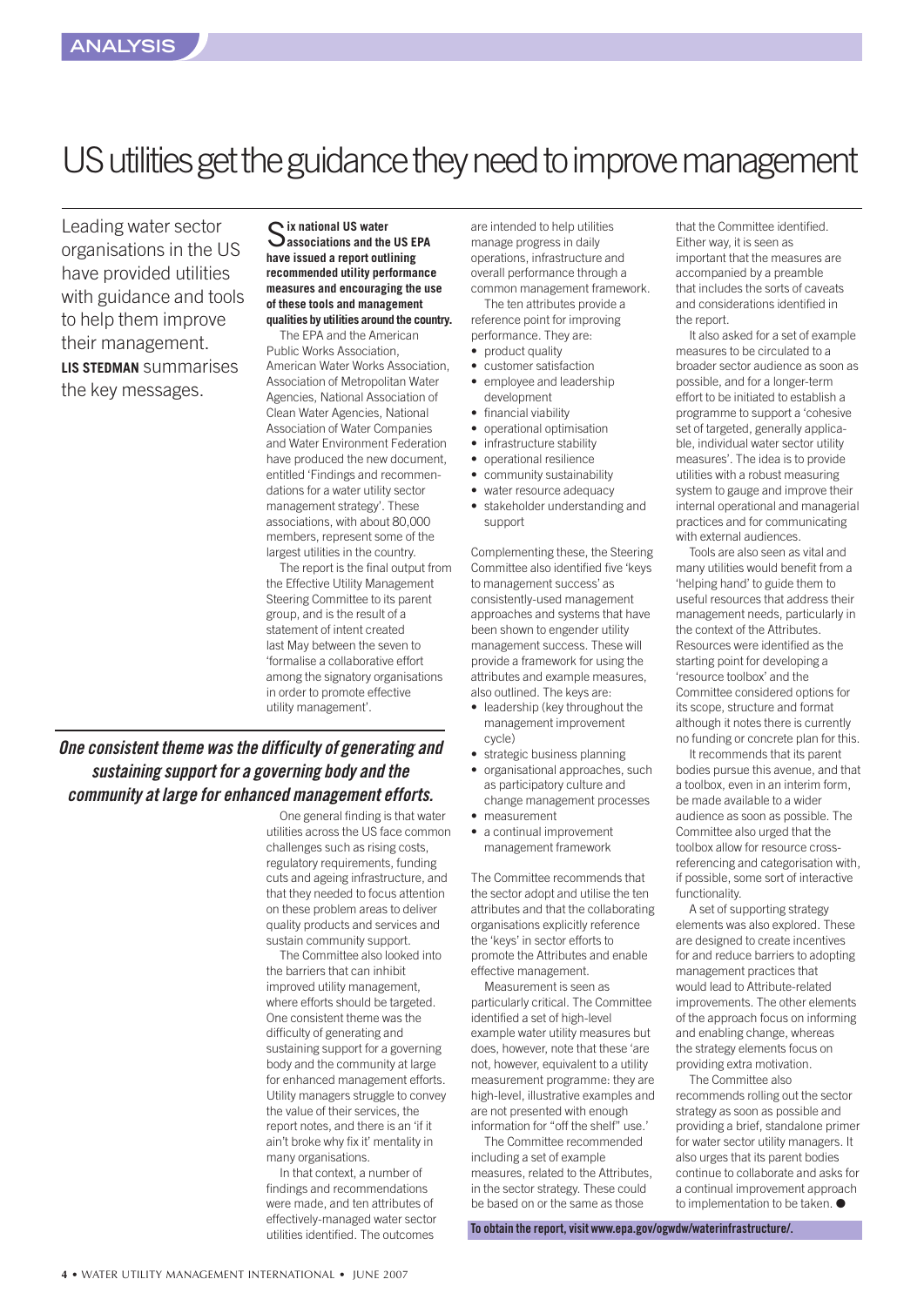ANALYSIS

# US utilities get the guidance they need to improve management

Leading water sector organisations in the US have provided utilities with guidance and tools to help them improve their management. **LIS STEDMAN** summarises the key messages.

**Six national US water associations and the US EPA have issued a report outlining recommended utility performance measures and encouraging the use of these tools and management qualities by utilities around the country.**

The EPA and the American Public Works Association, American Water Works Association, Association of Metropolitan Water Agencies, National Association of Clean Water Agencies, National Association of Water Companies and Water Environment Federation have produced the new document, entitled 'Findings and recommendations for a water utility sector management strategy'. These associations, with about 80,000 members, represent some of the largest utilities in the country.

The report is the final output from the Effective Utility Management Steering Committee to its parent group, and is the result of a statement of intent created last May between the seven to 'formalise a collaborative effort among the signatory organisations in order to promote effective utility management'.

***One consistent theme was the difficulty of generating and sustaining support for a governing body and the community at large for enhanced management efforts.***

One general finding is that water utilities across the US face common challenges such as rising costs, regulatory requirements, funding cuts and ageing infrastructure, and that they needed to focus attention on these problem areas to deliver quality products and services and sustain community support.

The Committee also looked into the barriers that can inhibit improved utility management, where efforts should be targeted. One consistent theme was the difficulty of generating and sustaining support for a governing body and the community at large for enhanced management efforts. Utility managers struggle to convey the value of their services, the report notes, and there is an 'if it ain't broke why fix it' mentality in many organisations.

In that context, a number of findings and recommendations were made, and ten attributes of effectively-managed water sector utilities identified. The outcomes are intended to help utilities manage progress in daily operations, infrastructure and overall performance through a common management framework.

The ten attributes provide a reference point for improving performance. They are:

- product quality
- customer satisfaction
- employee and leadership development
- financial viability
- operational optimisation
- infrastructure stability
- operational resilience
- community sustainability
- water resource adequacy
- stakeholder understanding and support

Complementing these, the Steering Committee also identified five 'keys to management success' as consistently-used management approaches and systems that have been shown to engender utility management success. These will provide a framework for using the attributes and example measures, also outlined. The keys are:

- leadership (key throughout the management improvement cycle)
- strategic business planning
- organisational approaches, such as participatory culture and change management processes
- measurement
- a continual improvement management framework

The Committee recommends that the sector adopt and utilise the ten attributes and that the collaborating organisations explicitly reference the 'keys' in sector efforts to promote the Attributes and enable effective management.

Measurement is seen as particularly critical. The Committee identified a set of high-level example water utility measures but does, however, note that these 'are not, however, equivalent to a utility measurement programme: they are high-level, illustrative examples and are not presented with enough information for "off the shelf" use.'

The Committee recommended including a set of example measures, related to the Attributes, in the sector strategy. These could be based on or the same as those that the Committee identified. Either way, it is seen as important that the measures are accompanied by a preamble that includes the sorts of caveats and considerations identified in the report.

It also asked for a set of example measures to be circulated to a broader sector audience as soon as possible, and for a longer-term effort to be initiated to establish a programme to support a 'cohesive set of targeted, generally applicable, individual water sector utility measures'. The idea is to provide utilities with a robust measuring system to gauge and improve their internal operational and managerial practices and for communicating with external audiences.

Tools are also seen as vital and many utilities would benefit from a 'helping hand' to guide them to useful resources that address their management needs, particularly in the context of the Attributes. Resources were identified as the starting point for developing a 'resource toolbox' and the Committee considered options for its scope, structure and format although it notes there is currently no funding or concrete plan for this.

It recommends that its parent bodies pursue this avenue, and that a toolbox, even in an interim form, be made available to a wider audience as soon as possible. The Committee also urged that the toolbox allow for resource cross-referencing and categorisation with, if possible, some sort of interactive functionality.

A set of supporting strategy elements was also explored. These are designed to create incentives for and reduce barriers to adopting management practices that would lead to Attribute-related improvements. The other elements of the approach focus on informing and enabling change, whereas the strategy elements focus on providing extra motivation.

The Committee also recommends rolling out the sector strategy as soon as possible and providing a brief, standalone primer for water sector utility managers. It also urges that its parent bodies continue to collaborate and asks for a continual improvement approach to implementation to be taken. ●

**To obtain the report, visit www.epa.gov/ogwdw/waterinfrastructure/.**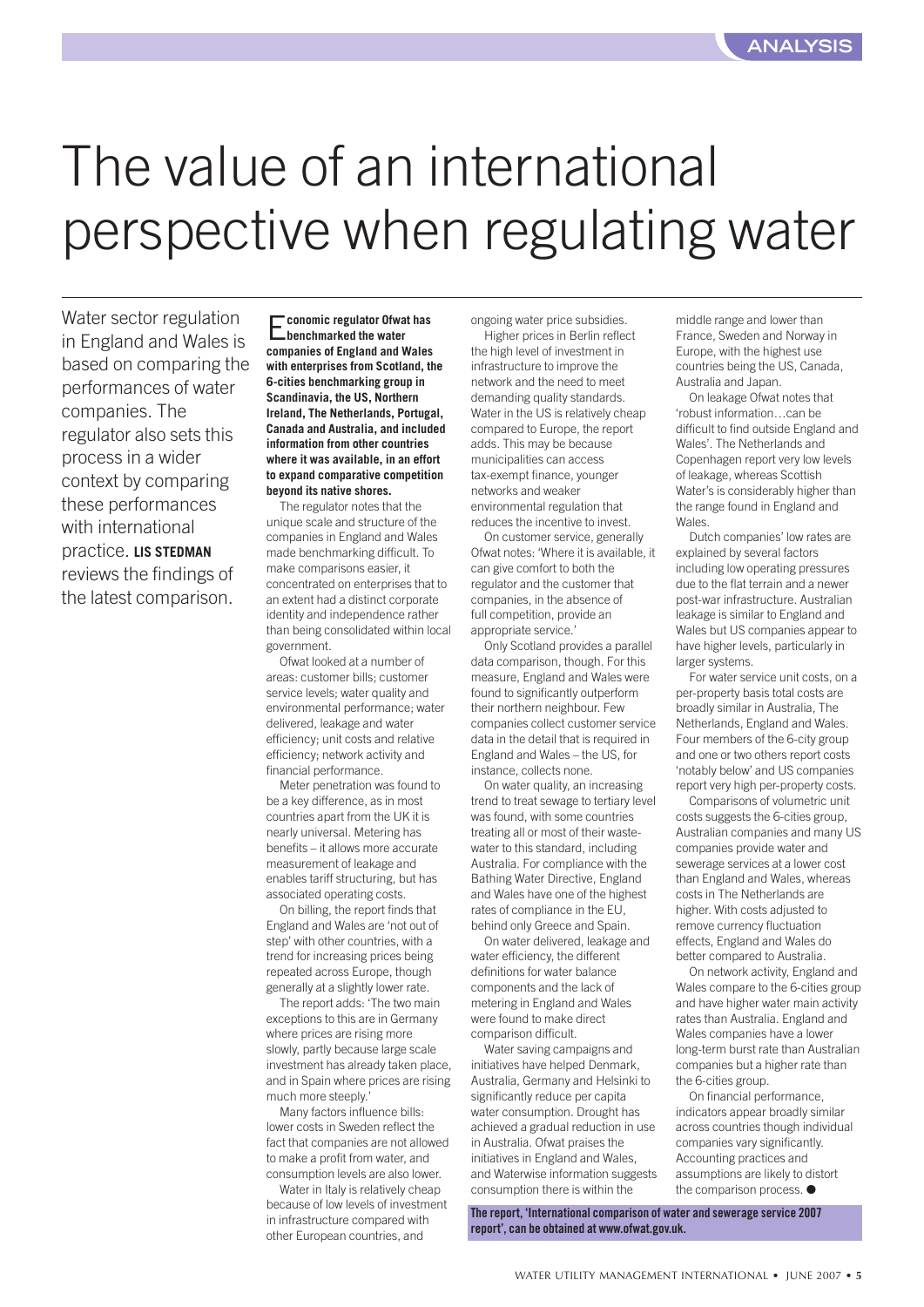# The value of an international perspective when regulating water

Water sector regulation in England and Wales is based on comparing the performances of water companies. The regulator also sets this process in a wider context by comparing these performances with international practice. **LIS STEDMAN** reviews the findings of the latest comparison.

**Economic regulator Ofwat has benchmarked the water companies of England and Wales with enterprises from Scotland, the 6-cities benchmarking group in Scandinavia, the US, Northern Ireland, The Netherlands, Portugal, Canada and Australia, and included information from other countries where it was available, in an effort to expand comparative competition beyond its native shores.**

The regulator notes that the unique scale and structure of the companies in England and Wales made benchmarking difficult. To make comparisons easier, it concentrated on enterprises that to an extent had a distinct corporate identity and independence rather than being consolidated within local government.

Ofwat looked at a number of areas: customer bills; customer service levels; water quality and environmental performance; water delivered, leakage and water efficiency; unit costs and relative efficiency; network activity and financial performance.

Meter penetration was found to be a key difference, as in most countries apart from the UK it is nearly universal. Metering has benefits – it allows more accurate measurement of leakage and enables tariff structuring, but has associated operating costs.

On billing, the report finds that England and Wales are 'not out of step' with other countries, with a trend for increasing prices being repeated across Europe, though generally at a slightly lower rate.

The report adds: 'The two main exceptions to this are in Germany where prices are rising more slowly, partly because large scale investment has already taken place, and in Spain where prices are rising much more steeply.'

Many factors influence bills: lower costs in Sweden reflect the fact that companies are not allowed to make a profit from water, and consumption levels are also lower.

Water in Italy is relatively cheap because of low levels of investment in infrastructure compared with other European countries, and ongoing water price subsidies.

Higher prices in Berlin reflect the high level of investment in infrastructure to improve the network and the need to meet demanding quality standards. Water in the US is relatively cheap compared to Europe, the report adds. This may be because municipalities can access tax-exempt finance, younger networks and weaker environmental regulation that reduces the incentive to invest.

On customer service, generally Ofwat notes: 'Where it is available, it can give comfort to both the regulator and the customer that companies, in the absence of full competition, provide an appropriate service.'

Only Scotland provides a parallel data comparison, though. For this measure, England and Wales were found to significantly outperform their northern neighbour. Few companies collect customer service data in the detail that is required in England and Wales – the US, for instance, collects none.

On water quality, an increasing trend to treat sewage to tertiary level was found, with some countries treating all or most of their wastewater to this standard, including Australia. For compliance with the Bathing Water Directive, England and Wales have one of the highest rates of compliance in the EU, behind only Greece and Spain.

On water delivered, leakage and water efficiency, the different definitions for water balance components and the lack of metering in England and Wales were found to make direct comparison difficult.

Water saving campaigns and initiatives have helped Denmark, Australia, Germany and Helsinki to significantly reduce per capita water consumption. Drought has achieved a gradual reduction in use in Australia. Ofwat praises the initiatives in England and Wales, and Waterwise information suggests consumption there is within the middle range and lower than France, Sweden and Norway in Europe, with the highest use countries being the US, Canada, Australia and Japan.

On leakage Ofwat notes that 'robust information…can be difficult to find outside England and Wales'. The Netherlands and Copenhagen report very low levels of leakage, whereas Scottish Water's is considerably higher than the range found in England and Wales.

Dutch companies' low rates are explained by several factors including low operating pressures due to the flat terrain and a newer post-war infrastructure. Australian leakage is similar to England and Wales but US companies appear to have higher levels, particularly in larger systems.

For water service unit costs, on a per-property basis total costs are broadly similar in Australia, The Netherlands, England and Wales. Four members of the 6-city group and one or two others report costs 'notably below' and US companies report very high per-property costs.

Comparisons of volumetric unit costs suggests the 6-cities group, Australian companies and many US companies provide water and sewerage services at a lower cost than England and Wales, whereas costs in The Netherlands are higher. With costs adjusted to remove currency fluctuation effects, England and Wales do better compared to Australia.

On network activity, England and Wales compare to the 6-cities group and have higher water main activity rates than Australia. England and Wales companies have a lower long-term burst rate than Australian companies but a higher rate than the 6-cities group.

On financial performance, indicators appear broadly similar across countries though individual companies vary significantly. Accounting practices and assumptions are likely to distort the comparison process. ●

**The report, 'International comparison of water and sewerage service 2007 report', can be obtained at www.ofwat.gov.uk.**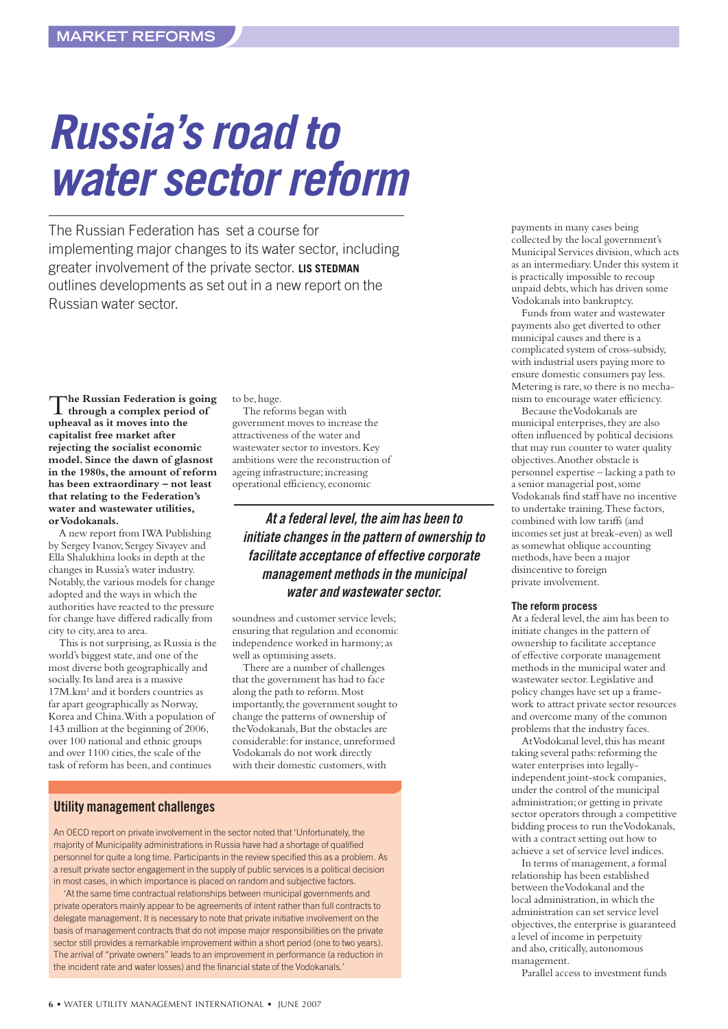# Russia's road to water sector reform

The Russian Federation has set a course for implementing major changes to its water sector, including greater involvement of the private sector. **LIS STEDMAN** outlines developments as set out in a new report on the Russian water sector.

**The Russian Federation is going through a complex period of upheaval as it moves into the capitalist free market after rejecting the socialist economic model. Since the dawn of glasnost in the 1980s, the amount of reform has been extraordinary – not least that relating to the Federation's water and wastewater utilities, or Vodokanals.**

A new report from IWA Publishing by Sergey Ivanov, Sergey Sivayev and Ella Shalukhina looks in depth at the changes in Russia's water industry. Notably, the various models for change adopted and the ways in which the authorities have reacted to the pressure for change have differed radically from city to city, area to area.

This is not surprising, as Russia is the world's biggest state, and one of the most diverse both geographically and socially. Its land area is a massive 17M.km² and it borders countries as far apart geographically as Norway, Korea and China. With a population of 143 million at the beginning of 2006, over 100 national and ethnic groups and over 1100 cities, the scale of the task of reform has been, and continues to be, huge.

The reforms began with government moves to increase the attractiveness of the water and wastewater sector to investors. Key ambitions were the reconstruction of ageing infrastructure; increasing operational efficiency, economic soundness and customer service levels; ensuring that regulation and economic independence worked in harmony; as well as optimising assets.

> *At a federal level, the aim has been to initiate changes in the pattern of ownership to facilitate acceptance of effective corporate management methods in the municipal water and wastewater sector.*

There are a number of challenges that the government has had to face along the path to reform. Most importantly, the government sought to change the patterns of ownership of the Vodokanals, But the obstacles are considerable: for instance, unreformed Vodokanals do not work directly with their domestic customers, with payments in many cases being collected by the local government's Municipal Services division, which acts as an intermediary. Under this system it is practically impossible to recoup unpaid debts, which has driven some Vodokanals into bankruptcy.

Funds from water and wastewater payments also get diverted to other municipal causes and there is a complicated system of cross-subsidy, with industrial users paying more to ensure domestic consumers pay less. Metering is rare, so there is no mechanism to encourage water efficiency.

Because the Vodokanals are municipal enterprises, they are also often influenced by political decisions that may run counter to water quality objectives. Another obstacle is personnel expertise – lacking a path to a senior managerial post, some Vodokanals find staff have no incentive to undertake training. These factors, combined with low tariffs (and incomes set just at break-even) as well as somewhat oblique accounting methods, have been a major disincentive to foreign private involvement.

### The reform process

At a federal level, the aim has been to initiate changes in the pattern of ownership to facilitate acceptance of effective corporate management methods in the municipal water and wastewater sector. Legislative and policy changes have set up a framework to attract private sector resources and overcome many of the common problems that the industry faces.

At Vodokanal level, this has meant taking several paths: reforming the water enterprises into legally-independent joint-stock companies, under the control of the municipal administration; or getting in private sector operators through a competitive bidding process to run the Vodokanals, with a contract setting out how to achieve a set of service level indices.

In terms of management, a formal relationship has been established between the Vodokanal and the local administration, in which the administration can set service level objectives, the enterprise is guaranteed a level of income in perpetuity and also, critically, autonomous management.

Parallel access to investment funds

## Utility management challenges

An OECD report on private involvement in the sector noted that 'Unfortunately, the majority of Municipality administrations in Russia have had a shortage of qualified personnel for quite a long time. Participants in the review specified this as a problem. As a result private sector engagement in the supply of public services is a political decision in most cases, in which importance is placed on random and subjective factors.

'At the same time contractual relationships between municipal governments and private operators mainly appear to be agreements of intent rather than full contracts to delegate management. It is necessary to note that private initiative involvement on the basis of management contracts that do not impose major responsibilities on the private sector still provides a remarkable improvement within a short period (one to two years). The arrival of "private owners" leads to an improvement in performance (a reduction in the incident rate and water losses) and the financial state of the Vodokanals.'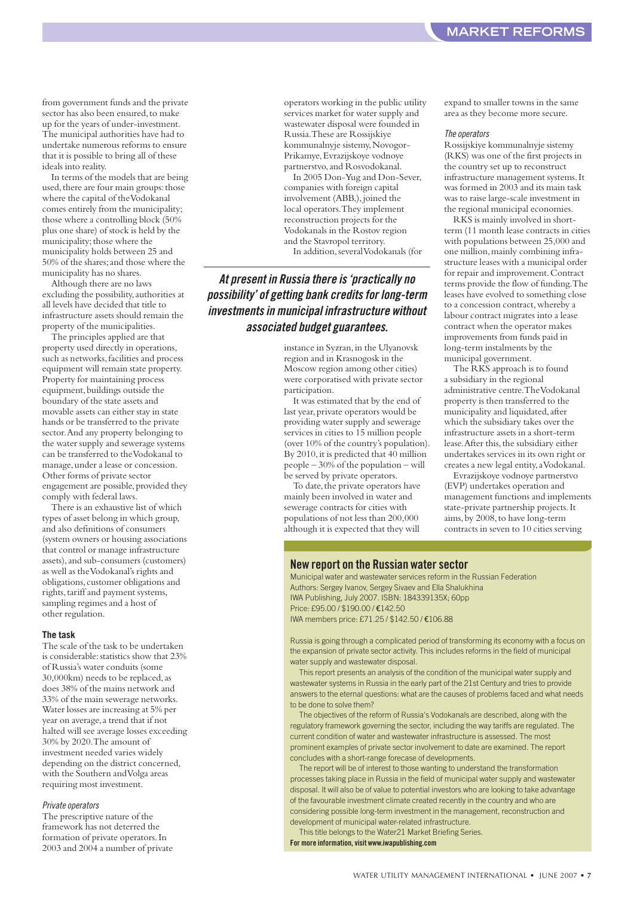from government funds and the private sector has also been ensured, to make up for the years of under-investment. The municipal authorities have had to undertake numerous reforms to ensure that it is possible to bring all of these ideals into reality.

In terms of the models that are being used, there are four main groups: those where the capital of the Vodokanal comes entirely from the municipality; those where a controlling block (50% plus one share) of stock is held by the municipality; those where the municipality holds between 25 and 50% of the shares; and those where the municipality has no shares.

Although there are no laws excluding the possibility, authorities at all levels have decided that title to infrastructure assets should remain the property of the municipalities.

The principles applied are that property used directly in operations, such as networks, facilities and process equipment will remain state property. Property for maintaining process equipment, buildings outside the boundary of the state assets and movable assets can either stay in state hands or be transferred to the private sector. And any property belonging to the water supply and sewerage systems can be transferred to the Vodokanal to manage, under a lease or concession. Other forms of private sector engagement are possible, provided they comply with federal laws.

There is an exhaustive list of which types of asset belong in which group, and also definitions of consumers (system owners or housing associations that control or manage infrastructure assets), and sub-consumers (customers) as well as the Vodokanal's rights and obligations, customer obligations and rights, tariff and payment systems, sampling regimes and a host of other regulation.

#### The task

The scale of the task to be undertaken is considerable: statistics show that 23% of Russia's water conduits (some 30,000km) needs to be replaced, as does 38% of the mains network and 33% of the main sewerage networks. Water losses are increasing at 5% per year on average, a trend that if not halted will see average losses exceeding 30% by 2020. The amount of investment needed varies widely depending on the district concerned, with the Southern and Volga areas requiring most investment.

*Private operators*

The prescriptive nature of the framework has not deterred the formation of private operators. In 2003 and 2004 a number of private operators working in the public utility services market for water supply and wastewater disposal were founded in Russia. These are Rossijskiye kommunalnyje sistemy, Novogor-Prikamye, Evrazijskoye vodnoye partnerstvo, and Rosvodokanal.

In 2005 Don-Yug and Don-Sever, companies with foreign capital involvement (ABB,), joined the local operators. They implement reconstruction projects for the Vodokanals in the Rostov region and the Stavropol territory.

In addition, several Vodokanals (for instance in Syzran, in the Ulyanovsk region and in Krasnogosk in the Moscow region among other cities) were corporatised with private sector participation.

> ***At present in Russia there is 'practically no possibility' of getting bank credits for long-term investments in municipal infrastructure without associated budget guarantees.***

It was estimated that by the end of last year, private operators would be providing water supply and sewerage services in cities to 15 million people (over 10% of the country's population). By 2010, it is predicted that 40 million people – 30% of the population – will be served by private operators.

To date, the private operators have mainly been involved in water and sewerage contracts for cities with populations of not less than 200,000 although it is expected that they will expand to smaller towns in the same area as they become more secure.

*The operators*

Rossijskiye kommunalnyje sistemy (RKS) was one of the first projects in the country set up to reconstruct infrastructure management systems. It was formed in 2003 and its main task was to raise large-scale investment in the regional municipal economies.

RKS is mainly involved in short-term (11 month lease contracts in cities with populations between 25,000 and one million, mainly combining infrastructure leases with a municipal order for repair and improvement. Contract terms provide the flow of funding. The leases have evolved to something close to a concession contract, whereby a labour contract migrates into a lease contract when the operator makes improvements from funds paid in long-term instalments by the municipal government.

The RKS approach is to found a subsidiary in the regional administrative centre. The Vodokanal property is then transferred to the municipality and liquidated, after which the subsidiary takes over the infrastructure assets in a short-term lease. After this, the subsidiary either undertakes services in its own right or creates a new legal entity, a Vodokanal.

Evrazijskoye vodnoye partnerstvo (EVP) undertakes operation and management functions and implements state-private partnership projects. It aims, by 2008, to have long-term contracts in seven to 10 cities serving

---

### New report on the Russian water sector

Municipal water and wastewater services reform in the Russian Federation
Authors: Sergey Ivanov, Sergey Sivaev and Ella Shalukhina
IWA Publishing, July 2007. ISBN: 184339135X; 60pp
Price: £95.00 / $190.00 / €142.50
IWA members price: £71.25 / $142.50 / €106.88

Russia is going through a complicated period of transforming its economy with a focus on the expansion of private sector activity. This includes reforms in the field of municipal water supply and wastewater disposal.

This report presents an analysis of the condition of the municipal water supply and wastewater systems in Russia in the early part of the 21st Century and tries to provide answers to the eternal questions: what are the causes of problems faced and what needs to be done to solve them?

The objectives of the reform of Russia's Vodokanals are described, along with the regulatory framework governing the sector, including the way tariffs are regulated. The current condition of water and wastewater infrastructure is assessed. The most prominent examples of private sector involvement to date are examined. The report concludes with a short-range forecase of developments.

The report will be of interest to those wanting to understand the transformation processes taking place in Russia in the field of municipal water supply and wastewater disposal. It will also be of value to potential investors who are looking to take advantage of the favourable investment climate created recently in the country and who are considering possible long-term investment in the management, reconstruction and development of municipal water-related infrastructure.

This title belongs to the Water21 Market Briefing Series.

**For more information, visit www.iwapublishing.com**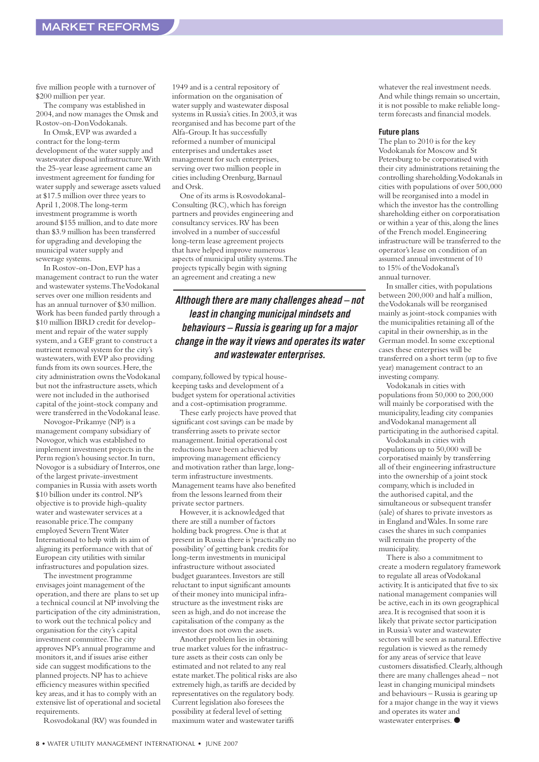five million people with a turnover of $200 million per year.

The company was established in 2004, and now manages the Omsk and Rostov-on-Don Vodokanals.

In Omsk, EVP was awarded a contract for the long-term development of the water supply and wastewater disposal infrastructure. With the 25-year lease agreement came an investment agreement for funding for water supply and sewerage assets valued at $17.5 million over three years to April 1, 2008. The long-term investment programme is worth around $155 million, and to date more than $3.9 million has been transferred for upgrading and developing the municipal water supply and sewerage systems.

In Rostov-on-Don, EVP has a management contract to run the water and wastewater systems. The Vodokanal serves over one million residents and has an annual turnover of $30 million. Work has been funded partly through a $10 million IBRD credit for development and repair of the water supply system, and a GEF grant to construct a nutrient removal system for the city's wastewaters, with EVP also providing funds from its own sources. Here, the city administration owns the Vodokanal but not the infrastructure assets, which were not included in the authorised capital of the joint-stock company and were transferred in the Vodokanal lease.

Novogor-Prikamye (NP) is a management company subsidiary of Novogor, which was established to implement investment projects in the Perm region's housing sector. In turn, Novogor is a subsidiary of Interros, one of the largest private-investment companies in Russia with assets worth $10 billion under its control. NP's objective is to provide high-quality water and wastewater services at a reasonable price. The company employed Severn Trent Water International to help with its aim of aligning its performance with that of European city utilities with similar infrastructures and population sizes.

The investment programme envisages joint management of the operation, and there are plans to set up a technical council at NP involving the participation of the city administration, to work out the technical policy and organisation for the city's capital investment committee. The city approves NP's annual programme and monitors it, and if issues arise either side can suggest modifications to the planned projects. NP has to achieve efficiency measures within specified key areas, and it has to comply with an extensive list of operational and societal requirements.

Rosvodokanal (RV) was founded in 1949 and is a central repository of information on the organisation of water supply and wastewater disposal systems in Russia's cities. In 2003, it was reorganised and has become part of the Alfa-Group. It has successfully reformed a number of municipal enterprises and undertakes asset management for such enterprises, serving over two million people in cities including Orenburg, Barnaul and Orsk.

One of its arms is Rosvodokanal-Consulting (RC), which has foreign partners and provides engineering and consultancy services. RV has been involved in a number of successful long-term lease agreement projects that have helped improve numerous aspects of municipal utility systems. The projects typically begin with signing an agreement and creating a new company, followed by typical housekeeping tasks and development of a budget system for operational activities and a cost-optimisation programme.

> ***Although there are many challenges ahead – not least in changing municipal mindsets and behaviours – Russia is gearing up for a major change in the way it views and operates its water and wastewater enterprises.***

These early projects have proved that significant cost savings can be made by transferring assets to private sector management. Initial operational cost reductions have been achieved by improving management efficiency and motivation rather than large, long-term infrastructure investments. Management teams have also benefited from the lessons learned from their private sector partners.

However, it is acknowledged that there are still a number of factors holding back progress. One is that at present in Russia there is 'practically no possibility' of getting bank credits for long-term investments in municipal infrastructure without associated budget guarantees. Investors are still reluctant to input significant amounts of their money into municipal infrastructure as the investment risks are seen as high, and do not increase the capitalisation of the company as the investor does not own the assets.

Another problem lies in obtaining true market values for the infrastructure assets as their costs can only be estimated and not related to any real estate market. The political risks are also extremely high, as tariffs are decided by representatives on the regulatory body. Current legislation also foresees the possibility at federal level of setting maximum water and wastewater tariffs whatever the real investment needs. And while things remain so uncertain, it is not possible to make reliable long-term forecasts and financial models.

#### Future plans

The plan to 2010 is for the key Vodokanals for Moscow and St Petersburg to be corporatised with their city administrations retaining the controlling shareholding. Vodokanals in cities with populations of over 500,000 will be reorganised into a model in which the investor has the controlling shareholding either on corporatisation or within a year of this, along the lines of the French model. Engineering infrastructure will be transferred to the operator's lease on condition of an assumed annual investment of 10 to 15% of the Vodokanal's annual turnover.

In smaller cities, with populations between 200,000 and half a million, the Vodokanals will be reorganised mainly as joint-stock companies with the municipalities retaining all of the capital in their ownership, as in the German model. In some exceptional cases these enterprises will be transferred on a short term (up to five year) management contract to an investing company.

Vodokanals in cities with populations from 50,000 to 200,000 will mainly be corporatised with the municipality, leading city companies and Vodokanal management all participating in the authorised capital.

Vodokanals in cities with populations up to 50,000 will be corporatised mainly by transferring all of their engineering infrastructure into the ownership of a joint stock company, which is included in the authorised capital, and the simultaneous or subsequent transfer (sale) of shares to private investors as in England and Wales. In some rare cases the shares in such companies will remain the property of the municipality.

There is also a commitment to create a modern regulatory framework to regulate all areas of Vodokanal activity. It is anticipated that five to six national management companies will be active, each in its own geographical area. It is recognised that soon it is likely that private sector participation in Russia's water and wastewater sectors will be seen as natural. Effective regulation is viewed as the remedy for any areas of service that leave customers dissatisfied. Clearly, although there are many challenges ahead – not least in changing municipal mindsets and behaviours – Russia is gearing up for a major change in the way it views and operates its water and wastewater enterprises. ●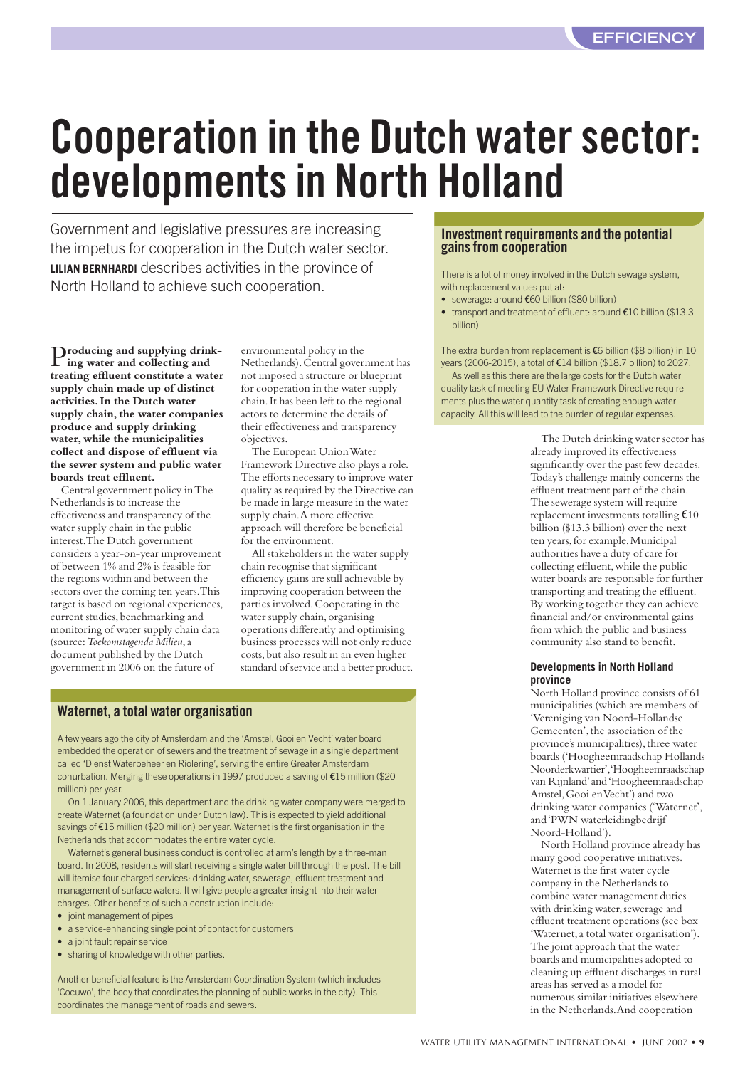# Cooperation in the Dutch water sector: developments in North Holland

Government and legislative pressures are increasing the impetus for cooperation in the Dutch water sector. **LILIAN BERNHARDI** describes activities in the province of North Holland to achieve such cooperation.

**Producing and supplying drinking water and collecting and treating effluent constitute a water supply chain made up of distinct activities. In the Dutch water supply chain, the water companies produce and supply drinking water, while the municipalities collect and dispose of effluent via the sewer system and public water boards treat effluent.**

Central government policy in The Netherlands is to increase the effectiveness and transparency of the water supply chain in the public interest. The Dutch government considers a year-on-year improvement of between 1% and 2% is feasible for the regions within and between the sectors over the coming ten years. This target is based on regional experiences, current studies, benchmarking and monitoring of water supply chain data (source: *Toekomstagenda Milieu*, a document published by the Dutch government in 2006 on the future of environmental policy in the Netherlands). Central government has not imposed a structure or blueprint for cooperation in the water supply chain. It has been left to the regional actors to determine the details of their effectiveness and transparency objectives.

The European Union Water Framework Directive also plays a role. The efforts necessary to improve water quality as required by the Directive can be made in large measure in the water supply chain. A more effective approach will therefore be beneficial for the environment.

All stakeholders in the water supply chain recognise that significant efficiency gains are still achievable by improving cooperation between the parties involved. Cooperating in the water supply chain, organising operations differently and optimising business processes will not only reduce costs, but also result in an even higher standard of service and a better product.

## Waternet, a total water organisation

A few years ago the city of Amsterdam and the 'Amstel, Gooi en Vecht' water board embedded the operation of sewers and the treatment of sewage in a single department called 'Dienst Waterbeheer en Riolering', serving the entire Greater Amsterdam conurbation. Merging these operations in 1997 produced a saving of €15 million ($20 million) per year.

On 1 January 2006, this department and the drinking water company were merged to create Waternet (a foundation under Dutch law). This is expected to yield additional savings of €15 million ($20 million) per year. Waternet is the first organisation in the Netherlands that accommodates the entire water cycle.

Waternet's general business conduct is controlled at arm's length by a three-man board. In 2008, residents will start receiving a single water bill through the post. The bill will itemise four charged services: drinking water, sewerage, effluent treatment and management of surface waters. It will give people a greater insight into their water charges. Other benefits of such a construction include:

- joint management of pipes
- a service-enhancing single point of contact for customers
- a joint fault repair service
- sharing of knowledge with other parties.

Another beneficial feature is the Amsterdam Coordination System (which includes 'Cocuwo', the body that coordinates the planning of public works in the city). This coordinates the management of roads and sewers.

## Investment requirements and the potential gains from cooperation

There is a lot of money involved in the Dutch sewage system, with replacement values put at:

- sewerage: around €60 billion ($80 billion)
- transport and treatment of effluent: around €10 billion ($13.3 billion)

The extra burden from replacement is €6 billion ($8 billion) in 10 years (2006-2015), a total of €14 billion ($18.7 billion) to 2027.

As well as this there are the large costs for the Dutch water quality task of meeting EU Water Framework Directive requirements plus the water quantity task of creating enough water capacity. All this will lead to the burden of regular expenses.

The Dutch drinking water sector has already improved its effectiveness significantly over the past few decades. Today's challenge mainly concerns the effluent treatment part of the chain. The sewerage system will require replacement investments totalling €10 billion ($13.3 billion) over the next ten years, for example. Municipal authorities have a duty of care for collecting effluent, while the public water boards are responsible for further transporting and treating the effluent. By working together they can achieve financial and/or environmental gains from which the public and business community also stand to benefit.

### Developments in North Holland province

North Holland province consists of 61 municipalities (which are members of 'Vereniging van Noord-Hollandse Gemeenten', the association of the province's municipalities), three water boards ('Hoogheemraadschap Hollands Noorderkwartier', 'Hoogheemraadschap van Rijnland' and 'Hoogheemraadschap Amstel, Gooi en Vecht') and two drinking water companies ('Waternet', and 'PWN waterleidingbedrijf Noord-Holland').

North Holland province already has many good cooperative initiatives. Waternet is the first water cycle company in the Netherlands to combine water management duties with drinking water, sewerage and effluent treatment operations (see box 'Waternet, a total water organisation'). The joint approach that the water boards and municipalities adopted to cleaning up effluent discharges in rural areas has served as a model for numerous similar initiatives elsewhere in the Netherlands. And cooperation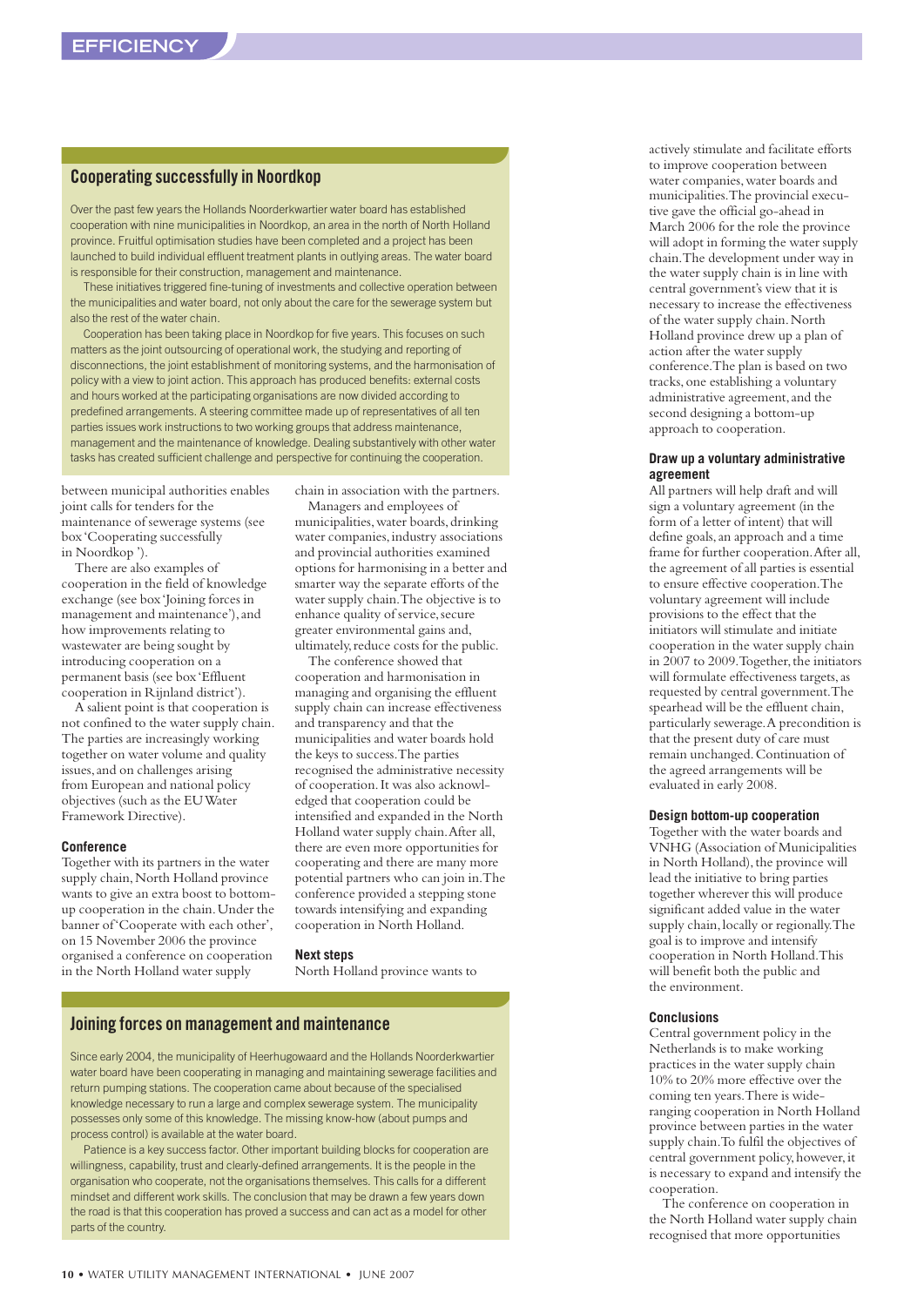## Cooperating successfully in Noordkop

Over the past few years the Hollands Noorderkwartier water board has established cooperation with nine municipalities in Noordkop, an area in the north of North Holland province. Fruitful optimisation studies have been completed and a project has been launched to build individual effluent treatment plants in outlying areas. The water board is responsible for their construction, management and maintenance.

These initiatives triggered fine-tuning of investments and collective operation between the municipalities and water board, not only about the care for the sewerage system but also the rest of the water chain.

Cooperation has been taking place in Noordkop for five years. This focuses on such matters as the joint outsourcing of operational work, the studying and reporting of disconnections, the joint establishment of monitoring systems, and the harmonisation of policy with a view to joint action. This approach has produced benefits: external costs and hours worked at the participating organisations are now divided according to predefined arrangements. A steering committee made up of representatives of all ten parties issues work instructions to two working groups that address maintenance, management and the maintenance of knowledge. Dealing substantively with other water tasks has created sufficient challenge and perspective for continuing the cooperation.

between municipal authorities enables joint calls for tenders for the maintenance of sewerage systems (see box 'Cooperating successfully in Noordkop').

There are also examples of cooperation in the field of knowledge exchange (see box 'Joining forces in management and maintenance'), and how improvements relating to wastewater are being sought by introducing cooperation on a permanent basis (see box 'Effluent cooperation in Rijnland district').

A salient point is that cooperation is not confined to the water supply chain. The parties are increasingly working together on water volume and quality issues, and on challenges arising from European and national policy objectives (such as the EU Water Framework Directive).

### Conference

Together with its partners in the water supply chain, North Holland province wants to give an extra boost to bottom-up cooperation in the chain. Under the banner of 'Cooperate with each other', on 15 November 2006 the province organised a conference on cooperation in the North Holland water supply chain in association with the partners.

Managers and employees of municipalities, water boards, drinking water companies, industry associations and provincial authorities examined options for harmonising in a better and smarter way the separate efforts of the water supply chain. The objective is to enhance quality of service, secure greater environmental gains and, ultimately, reduce costs for the public.

The conference showed that cooperation and harmonisation in managing and organising the effluent supply chain can increase effectiveness and transparency and that the municipalities and water boards hold the keys to success. The parties recognised the administrative necessity of cooperation. It was also acknowledged that cooperation could be intensified and expanded in the North Holland water supply chain. After all, there are even more opportunities for cooperating and there are many more potential partners who can join in. The conference provided a stepping stone towards intensifying and expanding cooperation in North Holland.

### Next steps

North Holland province wants to actively stimulate and facilitate efforts to improve cooperation between water companies, water boards and municipalities. The provincial executive gave the official go-ahead in March 2006 for the role the province will adopt in forming the water supply chain. The development under way in the water supply chain is in line with central government's view that it is necessary to increase the effectiveness of the water supply chain. North Holland province drew up a plan of action after the water supply conference. The plan is based on two tracks, one establishing a voluntary administrative agreement, and the second designing a bottom-up approach to cooperation.

### Draw up a voluntary administrative agreement

All partners will help draft and will sign a voluntary agreement (in the form of a letter of intent) that will define goals, an approach and a time frame for further cooperation. After all, the agreement of all parties is essential to ensure effective cooperation. The voluntary agreement will include provisions to the effect that the initiators will stimulate and initiate cooperation in the water supply chain in 2007 to 2009. Together, the initiators will formulate effectiveness targets, as requested by central government. The spearhead will be the effluent chain, particularly sewerage. A precondition is that the present duty of care must remain unchanged. Continuation of the agreed arrangements will be evaluated in early 2008.

### Design bottom-up cooperation

Together with the water boards and VNHG (Association of Municipalities in North Holland), the province will lead the initiative to bring parties together wherever this will produce significant added value in the water supply chain, locally or regionally. The goal is to improve and intensify cooperation in North Holland. This will benefit both the public and the environment.

### Conclusions

Central government policy in the Netherlands is to make working practices in the water supply chain 10% to 20% more effective over the coming ten years. There is wide-ranging cooperation in North Holland province between parties in the water supply chain. To fulfil the objectives of central government policy, however, it is necessary to expand and intensify the cooperation.

The conference on cooperation in the North Holland water supply chain recognised that more opportunities

## Joining forces on management and maintenance

Since early 2004, the municipality of Heerhugowaard and the Hollands Noorderkwartier water board have been cooperating in managing and maintaining sewerage facilities and return pumping stations. The cooperation came about because of the specialised knowledge necessary to run a large and complex sewerage system. The municipality possesses only some of this knowledge. The missing know-how (about pumps and process control) is available at the water board.

Patience is a key success factor. Other important building blocks for cooperation are willingness, capability, trust and clearly-defined arrangements. It is the people in the organisation who cooperate, not the organisations themselves. This calls for a different mindset and different work skills. The conclusion that may be drawn a few years down the road is that this cooperation has proved a success and can act as a model for other parts of the country.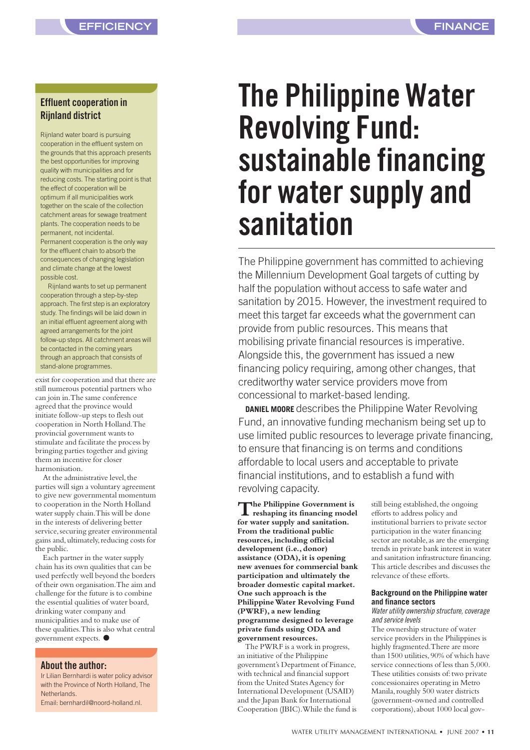## Effluent cooperation in Rijnland district

Rijnland water board is pursuing cooperation in the effluent system on the grounds that this approach presents the best opportunities for improving quality with municipalities and for reducing costs. The starting point is that the effect of cooperation will be optimum if all municipalities work together on the scale of the collection catchment areas for sewage treatment plants. The cooperation needs to be permanent, not incidental. Permanent cooperation is the only way for the effluent chain to absorb the consequences of changing legislation and climate change at the lowest possible cost.

Rijnland wants to set up permanent cooperation through a step-by-step approach. The first step is an exploratory study. The findings will be laid down in an initial effluent agreement along with agreed arrangements for the joint follow-up steps. All catchment areas will be contacted in the coming years through an approach that consists of stand-alone programmes.

exist for cooperation and that there are still numerous potential partners who can join in. The same conference agreed that the province would initiate follow-up steps to flesh out cooperation in North Holland. The provincial government wants to stimulate and facilitate the process by bringing parties together and giving them an incentive for closer harmonisation.

At the administrative level, the parties will sign a voluntary agreement to give new governmental momentum to cooperation in the North Holland water supply chain. This will be done in the interests of delivering better service, securing greater environmental gains and, ultimately, reducing costs for the public.

Each partner in the water supply chain has its own qualities that can be used perfectly well beyond the borders of their own organisation. The aim and challenge for the future is to combine the essential qualities of water board, drinking water company and municipalities and to make use of these qualities. This is also what central government expects. ●

## About the author:

Ir Lilian Bernhardi is water policy advisor with the Province of North Holland, The Netherlands.
Email: bernhardil@noord-holland.nl.

# The Philippine Water Revolving Fund: sustainable financing for water supply and sanitation

The Philippine government has committed to achieving the Millennium Development Goal targets of cutting by half the population without access to safe water and sanitation by 2015. However, the investment required to meet this target far exceeds what the government can provide from public resources. This means that mobilising private financial resources is imperative. Alongside this, the government has issued a new financing policy requiring, among other changes, that creditworthy water service providers move from concessional to market-based lending.

**DANIEL MOORE** describes the Philippine Water Revolving Fund, an innovative funding mechanism being set up to use limited public resources to leverage private financing, to ensure that financing is on terms and conditions affordable to local users and acceptable to private financial institutions, and to establish a fund with revolving capacity.

**The Philippine Government is reshaping its financing model for water supply and sanitation. From the traditional public resources, including official development (i.e., donor) assistance (ODA), it is opening new avenues for commercial bank participation and ultimately the broader domestic capital market. One such approach is the Philippine Water Revolving Fund (PWRF), a new lending programme designed to leverage private funds using ODA and government resources.**

The PWRF is a work in progress, an initiative of the Philippine government's Department of Finance, with technical and financial support from the United States Agency for International Development (USAID) and the Japan Bank for International Cooperation (JBIC). While the fund is still being established, the ongoing efforts to address policy and institutional barriers to private sector participation in the water financing sector are notable, as are the emerging trends in private bank interest in water and sanitation infrastructure financing. This article describes and discusses the relevance of these efforts.

### Background on the Philippine water and finance sectors

*Water utility ownership structure, coverage and service levels*

The ownership structure of water service providers in the Philippines is highly fragmented. There are more than 1500 utilities, 90% of which have service connections of less than 5,000. These utilities consists of: two private concessionaires operating in Metro Manila, roughly 500 water districts (government-owned and controlled corporations), about 1000 local gov-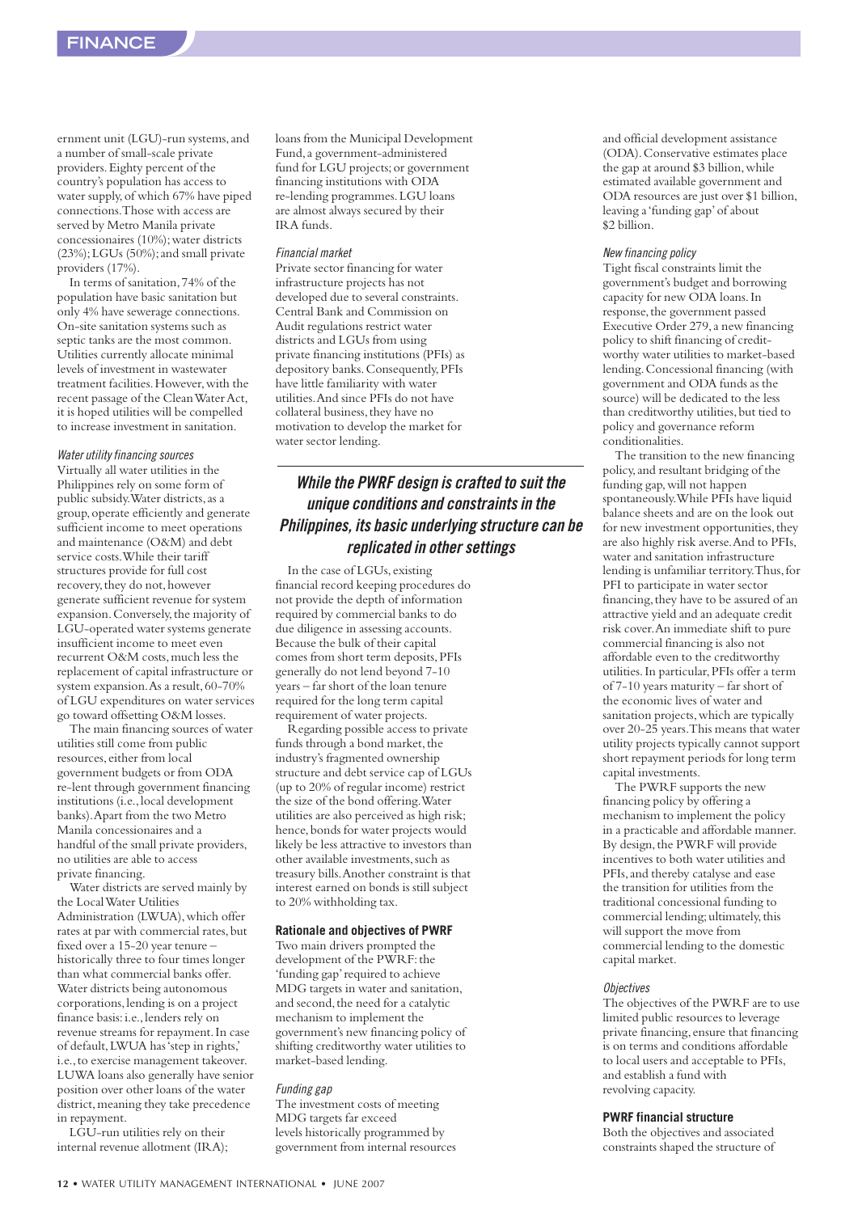ernment unit (LGU)-run systems, and a number of small-scale private providers. Eighty percent of the country's population has access to water supply, of which 67% have piped connections. Those with access are served by Metro Manila private concessionaires (10%); water districts (23%); LGUs (50%); and small private providers (17%).

In terms of sanitation, 74% of the population have basic sanitation but only 4% have sewerage connections. On-site sanitation systems such as septic tanks are the most common. Utilities currently allocate minimal levels of investment in wastewater treatment facilities. However, with the recent passage of the Clean Water Act, it is hoped utilities will be compelled to increase investment in sanitation.

#### *Water utility financing sources*

Virtually all water utilities in the Philippines rely on some form of public subsidy. Water districts, as a group, operate efficiently and generate sufficient income to meet operations and maintenance (O&M) and debt service costs. While their tariff structures provide for full cost recovery, they do not, however generate sufficient revenue for system expansion. Conversely, the majority of LGU-operated water systems generate insufficient income to meet even recurrent O&M costs, much less the replacement of capital infrastructure or system expansion. As a result, 60-70% of LGU expenditures on water services go toward offsetting O&M losses.

The main financing sources of water utilities still come from public resources, either from local government budgets or from ODA re-lent through government financing institutions (i.e., local development banks). Apart from the two Metro Manila concessionaires and a handful of the small private providers, no utilities are able to access private financing.

Water districts are served mainly by the Local Water Utilities Administration (LWUA), which offer rates at par with commercial rates, but fixed over a 15-20 year tenure – historically three to four times longer than what commercial banks offer. Water districts being autonomous corporations, lending is on a project finance basis: i.e., lenders rely on revenue streams for repayment. In case of default, LWUA has 'step in rights,' i.e., to exercise management takeover. LUWA loans also generally have senior position over other loans of the water district, meaning they take precedence in repayment.

LGU-run utilities rely on their internal revenue allotment (IRA); loans from the Municipal Development Fund, a government-administered fund for LGU projects; or government financing institutions with ODA re-lending programmes. LGU loans are almost always secured by their IRA funds.

#### *Financial market*

Private sector financing for water infrastructure projects has not developed due to several constraints. Central Bank and Commission on Audit regulations restrict water districts and LGUs from using private financing institutions (PFIs) as depository banks. Consequently, PFIs have little familiarity with water utilities. And since PFIs do not have collateral business, they have no motivation to develop the market for water sector lending.

> ***While the PWRF design is crafted to suit the unique conditions and constraints in the Philippines, its basic underlying structure can be replicated in other settings***

In the case of LGUs, existing financial record keeping procedures do not provide the depth of information required by commercial banks to do due diligence in assessing accounts. Because the bulk of their capital comes from short term deposits, PFIs generally do not lend beyond 7-10 years – far short of the loan tenure required for the long term capital requirement of water projects.

Regarding possible access to private funds through a bond market, the industry's fragmented ownership structure and debt service cap of LGUs (up to 20% of regular income) restrict the size of the bond offering. Water utilities are also perceived as high risk; hence, bonds for water projects would likely be less attractive to investors than other available investments, such as treasury bills. Another constraint is that interest earned on bonds is still subject to 20% withholding tax.

### Rationale and objectives of PWRF

Two main drivers prompted the development of the PWRF: the 'funding gap' required to achieve MDG targets in water and sanitation, and second, the need for a catalytic mechanism to implement the government's new financing policy of shifting creditworthy water utilities to market-based lending.

#### *Funding gap*

The investment costs of meeting MDG targets far exceed levels historically programmed by government from internal resources and official development assistance (ODA). Conservative estimates place the gap at around $3 billion, while estimated available government and ODA resources are just over $1 billion, leaving a 'funding gap' of about $2 billion.

#### *New financing policy*

Tight fiscal constraints limit the government's budget and borrowing capacity for new ODA loans. In response, the government passed Executive Order 279, a new financing policy to shift financing of creditworthy water utilities to market-based lending. Concessional financing (with government and ODA funds as the source) will be dedicated to the less than creditworthy utilities, but tied to policy and governance reform conditionalities.

The transition to the new financing policy, and resultant bridging of the funding gap, will not happen spontaneously. While PFIs have liquid balance sheets and are on the look out for new investment opportunities, they are also highly risk averse. And to PFIs, water and sanitation infrastructure lending is unfamiliar territory. Thus, for PFI to participate in water sector financing, they have to be assured of an attractive yield and an adequate credit risk cover. An immediate shift to pure commercial financing is also not affordable even to the creditworthy utilities. In particular, PFIs offer a term of 7-10 years maturity – far short of the economic lives of water and sanitation projects, which are typically over 20-25 years. This means that water utility projects typically cannot support short repayment periods for long term capital investments.

The PWRF supports the new financing policy by offering a mechanism to implement the policy in a practicable and affordable manner. By design, the PWRF will provide incentives to both water utilities and PFIs, and thereby catalyse and ease the transition for utilities from the traditional concessional funding to commercial lending; ultimately, this will support the move from commercial lending to the domestic capital market.

#### *Objectives*

The objectives of the PWRF are to use limited public resources to leverage private financing, ensure that financing is on terms and conditions affordable to local users and acceptable to PFIs, and establish a fund with revolving capacity.

### PWRF financial structure

Both the objectives and associated constraints shaped the structure of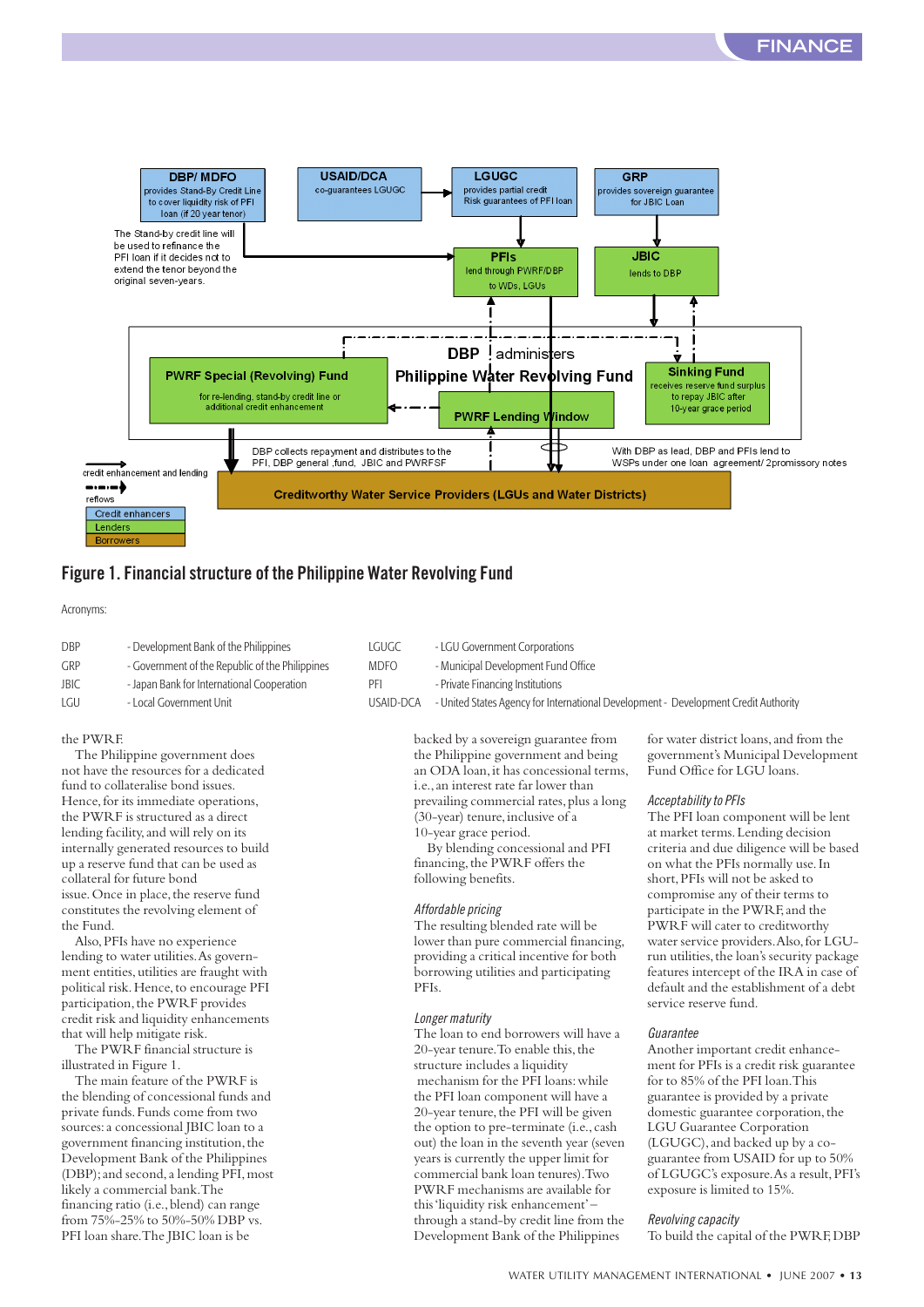DBP/ MDFO
provides Stand-By Credit Line to cover liquidity risk of PFI loan (if 20 year tenor)

USAID/DCA
co-guarantees LGUGC

LGUGC
provides partial credit Risk guarantees of PFI loan

GRP
provides sovereign guarantee for JBIC Loan

The Stand-by credit line will be used to refinance the PFI loan if it decides not to extend the tenor beyond the original seven-years.

PFIs
lend through PWRF/DBP to WDs, LGUs

JBIC
lends to DBP

DBP administers
Philippine Water Revolving Fund

PWRF Special (Revolving) Fund
for re-lending, stand-by credit line or additional credit enhancement

PWRF Lending Window

Sinking Fund
receives reserve fund surplus to repay JBIC after 10-year grace period

DBP collects repayment and distributes to the PFI, DBP general ,fund, JBIC and PWRFSF

With DBP as lead, DBP and PFIs lend to WSPs under one loan agreement/ 2promissory notes

credit enhancement and lending

reflows

Credit enhancers
Lenders
Borrowers

Creditworthy Water Service Providers (LGUs and Water Districts)

## Figure 1. Financial structure of the Philippine Water Revolving Fund

Acronyms:

| | | | |
|---|---|---|---|
| DBP | - Development Bank of the Philippines | LGUGC | - LGU Government Corporations |
| GRP | - Government of the Republic of the Philippines | MDFO | - Municipal Development Fund Office |
| JBIC | - Japan Bank for International Cooperation | PFI | - Private Financing Institutions |
| LGU | - Local Government Unit | USAID-DCA | - United States Agency for International Development - Development Credit Authority |

the PWRF.

The Philippine government does not have the resources for a dedicated fund to collateralise bond issues. Hence, for its immediate operations, the PWRF is structured as a direct lending facility, and will rely on its internally generated resources to build up a reserve fund that can be used as collateral for future bond issue. Once in place, the reserve fund constitutes the revolving element of the Fund.

Also, PFIs have no experience lending to water utilities. As government entities, utilities are fraught with political risk. Hence, to encourage PFI participation, the PWRF provides credit risk and liquidity enhancements that will help mitigate risk.

The PWRF financial structure is illustrated in Figure 1.

The main feature of the PWRF is the blending of concessional funds and private funds. Funds come from two sources: a concessional JBIC loan to a government financing institution, the Development Bank of the Philippines (DBP); and second, a lending PFI, most likely a commercial bank. The financing ratio (i.e., blend) can range from 75%-25% to 50%-50% DBP vs. PFI loan share. The JBIC loan is be backed by a sovereign guarantee from the Philippine government and being an ODA loan, it has concessional terms, i.e., an interest rate far lower than prevailing commercial rates, plus a long (30-year) tenure, inclusive of a 10-year grace period.

By blending concessional and PFI financing, the PWRF offers the following benefits.

*Affordable pricing*
The resulting blended rate will be lower than pure commercial financing, providing a critical incentive for both borrowing utilities and participating PFIs.

*Longer maturity*
The loan to end borrowers will have a 20-year tenure. To enable this, the structure includes a liquidity mechanism for the PFI loans: while the PFI loan component will have a 20-year tenure, the PFI will be given the option to pre-terminate (i.e., cash out) the loan in the seventh year (seven years is currently the upper limit for commercial bank loan tenures). Two PWRF mechanisms are available for this 'liquidity risk enhancement' – through a stand-by credit line from the Development Bank of the Philippines for water district loans, and from the government's Municipal Development Fund Office for LGU loans.

*Acceptability to PFIs*
The PFI loan component will be lent at market terms. Lending decision criteria and due diligence will be based on what the PFIs normally use. In short, PFIs will not be asked to compromise any of their terms to participate in the PWRF, and the PWRF will cater to creditworthy water service providers. Also, for LGU-run utilities, the loan's security package features intercept of the IRA in case of default and the establishment of a debt service reserve fund.

*Guarantee*
Another important credit enhancement for PFIs is a credit risk guarantee for to 85% of the PFI loan. This guarantee is provided by a private domestic guarantee corporation, the LGU Guarantee Corporation (LGUGC), and backed up by a co-guarantee from USAID for up to 50% of LGUGC's exposure. As a result, PFI's exposure is limited to 15%.

*Revolving capacity*
To build the capital of the PWRF, DBP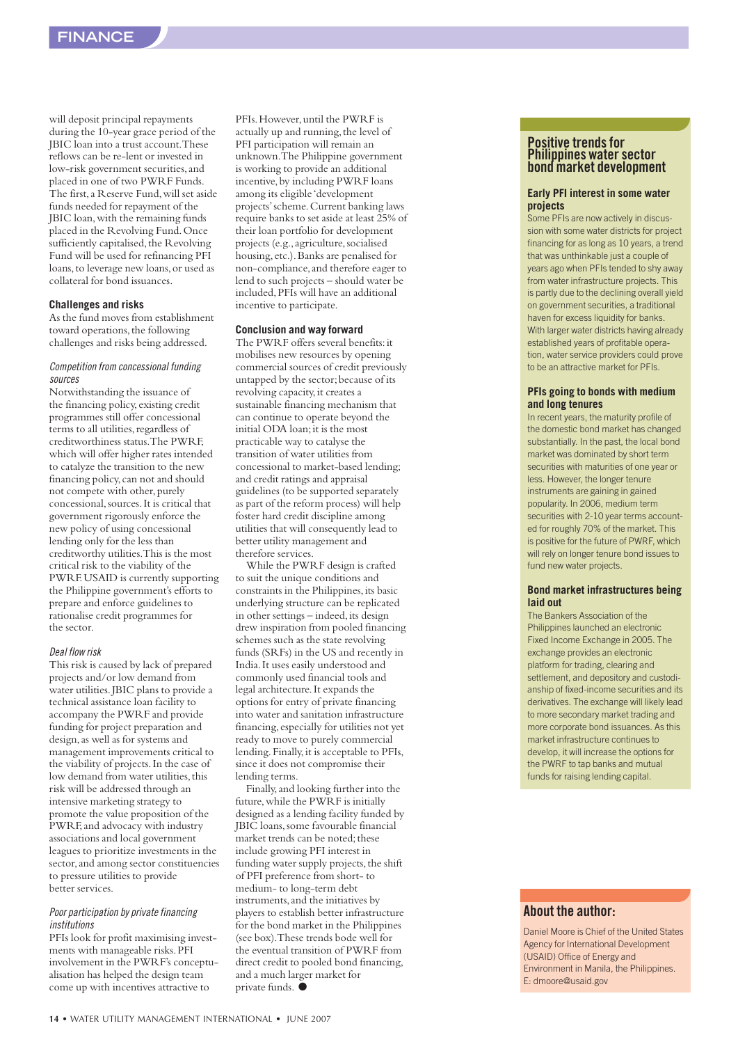will deposit principal repayments during the 10-year grace period of the JBIC loan into a trust account. These reflows can be re-lent or invested in low-risk government securities, and placed in one of two PWRF Funds. The first, a Reserve Fund, will set aside funds needed for repayment of the JBIC loan, with the remaining funds placed in the Revolving Fund. Once sufficiently capitalised, the Revolving Fund will be used for refinancing PFI loans, to leverage new loans, or used as collateral for bond issuances.

### Challenges and risks

As the fund moves from establishment toward operations, the following challenges and risks being addressed.

*Competition from concessional funding sources*

Notwithstanding the issuance of the financing policy, existing credit programmes still offer concessional terms to all utilities, regardless of creditworthiness status. The PWRF, which will offer higher rates intended to catalyze the transition to the new financing policy, can not and should not compete with other, purely concessional, sources. It is critical that government rigorously enforce the new policy of using concessional lending only for the less than creditworthy utilities. This is the most critical risk to the viability of the PWRF. USAID is currently supporting the Philippine government's efforts to prepare and enforce guidelines to rationalise credit programmes for the sector.

*Deal flow risk*

This risk is caused by lack of prepared projects and/or low demand from water utilities. JBIC plans to provide a technical assistance loan facility to accompany the PWRF and provide funding for project preparation and design, as well as for systems and management improvements critical to the viability of projects. In the case of low demand from water utilities, this risk will be addressed through an intensive marketing strategy to promote the value proposition of the PWRF, and advocacy with industry associations and local government leagues to prioritize investments in the sector, and among sector constituencies to pressure utilities to provide better services.

*Poor participation by private financing institutions*

PFIs look for profit maximising investments with manageable risks. PFI involvement in the PWRF's conceptualisation has helped the design team come up with incentives attractive to PFIs. However, until the PWRF is actually up and running, the level of PFI participation will remain an unknown. The Philippine government is working to provide an additional incentive, by including PWRF loans among its eligible 'development projects' scheme. Current banking laws require banks to set aside at least 25% of their loan portfolio for development projects (e.g., agriculture, socialised housing, etc.). Banks are penalised for non-compliance, and therefore eager to lend to such projects – should water be included, PFIs will have an additional incentive to participate.

### Conclusion and way forward

The PWRF offers several benefits: it mobilises new resources by opening commercial sources of credit previously untapped by the sector; because of its revolving capacity, it creates a sustainable financing mechanism that can continue to operate beyond the initial ODA loan; it is the most practicable way to catalyse the transition of water utilities from concessional to market-based lending; and credit ratings and appraisal guidelines (to be supported separately as part of the reform process) will help foster hard credit discipline among utilities that will consequently lead to better utility management and therefore services.

While the PWRF design is crafted to suit the unique conditions and constraints in the Philippines, its basic underlying structure can be replicated in other settings – indeed, its design drew inspiration from pooled financing schemes such as the state revolving funds (SRFs) in the US and recently in India. It uses easily understood and commonly used financial tools and legal architecture. It expands the options for entry of private financing into water and sanitation infrastructure financing, especially for utilities not yet ready to move to purely commercial lending. Finally, it is acceptable to PFIs, since it does not compromise their lending terms.

Finally, and looking further into the future, while the PWRF is initially designed as a lending facility funded by JBIC loans, some favourable financial market trends can be noted; these include growing PFI interest in funding water supply projects, the shift of PFI preference from short- to medium- to long-term debt instruments, and the initiatives by players to establish better infrastructure for the bond market in the Philippines (see box). These trends bode well for the eventual transition of PWRF from direct credit to pooled bond financing, and a much larger market for private funds. ●

## Positive trends for Philippines water sector bond market development

### Early PFI interest in some water projects

Some PFIs are now actively in discussion with some water districts for project financing for as long as 10 years, a trend that was unthinkable just a couple of years ago when PFIs tended to shy away from water infrastructure projects. This is partly due to the declining overall yield on government securities, a traditional haven for excess liquidity for banks. With larger water districts having already established years of profitable operation, water service providers could prove to be an attractive market for PFIs.

### PFIs going to bonds with medium and long tenures

In recent years, the maturity profile of the domestic bond market has changed substantially. In the past, the local bond market was dominated by short term securities with maturities of one year or less. However, the longer tenure instruments are gaining in gained popularity. In 2006, medium term securities with 2-10 year terms accounted for roughly 70% of the market. This is positive for the future of PWRF, which will rely on longer tenure bond issues to fund new water projects.

### Bond market infrastructures being laid out

The Bankers Association of the Philippines launched an electronic Fixed Income Exchange in 2005. The exchange provides an electronic platform for trading, clearing and settlement, and depository and custodianship of fixed-income securities and its derivatives. The exchange will likely lead to more secondary market trading and more corporate bond issuances. As this market infrastructure continues to develop, it will increase the options for the PWRF to tap banks and mutual funds for raising lending capital.

## About the author:

Daniel Moore is Chief of the United States Agency for International Development (USAID) Office of Energy and Environment in Manila, the Philippines.
E: dmoore@usaid.gov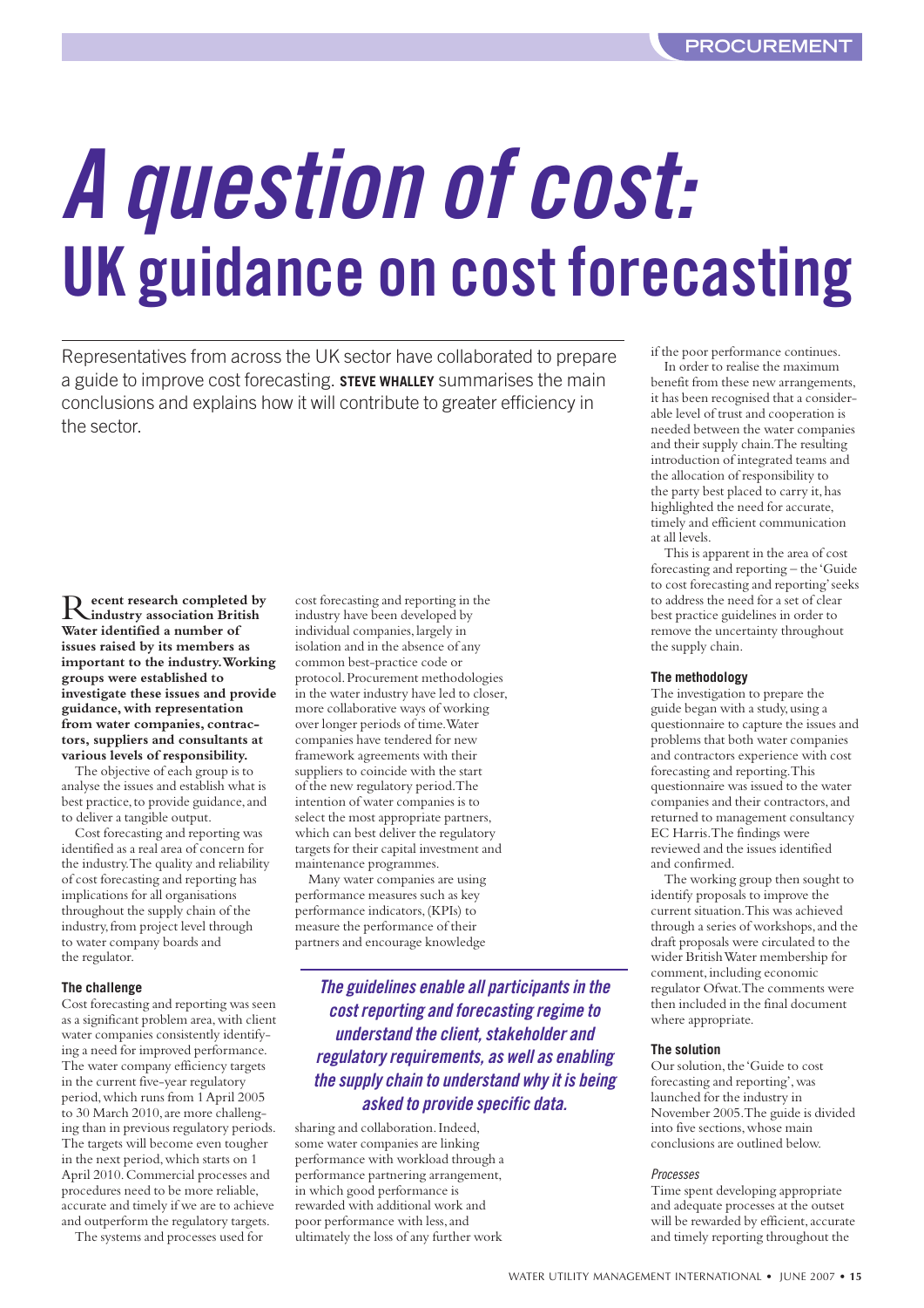# A question of cost: UK guidance on cost forecasting

Representatives from across the UK sector have collaborated to prepare a guide to improve cost forecasting. **STEVE WHALLEY** summarises the main conclusions and explains how it will contribute to greater efficiency in the sector.

**Recent research completed by industry association British Water identified a number of issues raised by its members as important to the industry. Working groups were established to investigate these issues and provide guidance, with representation from water companies, contractors, suppliers and consultants at various levels of responsibility.**

The objective of each group is to analyse the issues and establish what is best practice, to provide guidance, and to deliver a tangible output.

Cost forecasting and reporting was identified as a real area of concern for the industry. The quality and reliability of cost forecasting and reporting has implications for all organisations throughout the supply chain of the industry, from project level through to water company boards and the regulator.

### The challenge

Cost forecasting and reporting was seen as a significant problem area, with client water companies consistently identifying a need for improved performance. The water company efficiency targets in the current five-year regulatory period, which runs from 1 April 2005 to 30 March 2010, are more challenging than in previous regulatory periods. The targets will become even tougher in the next period, which starts on 1 April 2010. Commercial processes and procedures need to be more reliable, accurate and timely if we are to achieve and outperform the regulatory targets.

The systems and processes used for cost forecasting and reporting in the industry have been developed by individual companies, largely in isolation and in the absence of any common best-practice code or protocol. Procurement methodologies in the water industry have led to closer, more collaborative ways of working over longer periods of time. Water companies have tendered for new framework agreements with their suppliers to coincide with the start of the new regulatory period. The intention of water companies is to select the most appropriate partners, which can best deliver the regulatory targets for their capital investment and maintenance programmes.

Many water companies are using performance measures such as key performance indicators, (KPIs) to measure the performance of their partners and encourage knowledge sharing and collaboration. Indeed, some water companies are linking performance with workload through a performance partnering arrangement, in which good performance is rewarded with additional work and poor performance with less, and ultimately the loss of any further work if the poor performance continues.

> *The guidelines enable all participants in the cost reporting and forecasting regime to understand the client, stakeholder and regulatory requirements, as well as enabling the supply chain to understand why it is being asked to provide specific data.*

In order to realise the maximum benefit from these new arrangements, it has been recognised that a considerable level of trust and cooperation is needed between the water companies and their supply chain. The resulting introduction of integrated teams and the allocation of responsibility to the party best placed to carry it, has highlighted the need for accurate, timely and efficient communication at all levels.

This is apparent in the area of cost forecasting and reporting – the 'Guide to cost forecasting and reporting' seeks to address the need for a set of clear best practice guidelines in order to remove the uncertainty throughout the supply chain.

### The methodology

The investigation to prepare the guide began with a study, using a questionnaire to capture the issues and problems that both water companies and contractors experience with cost forecasting and reporting. This questionnaire was issued to the water companies and their contractors, and returned to management consultancy EC Harris. The findings were reviewed and the issues identified and confirmed.

The working group then sought to identify proposals to improve the current situation. This was achieved through a series of workshops, and the draft proposals were circulated to the wider British Water membership for comment, including economic regulator Ofwat. The comments were then included in the final document where appropriate.

### The solution

Our solution, the 'Guide to cost forecasting and reporting', was launched for the industry in November 2005. The guide is divided into five sections, whose main conclusions are outlined below.

#### *Processes*

Time spent developing appropriate and adequate processes at the outset will be rewarded by efficient, accurate and timely reporting throughout the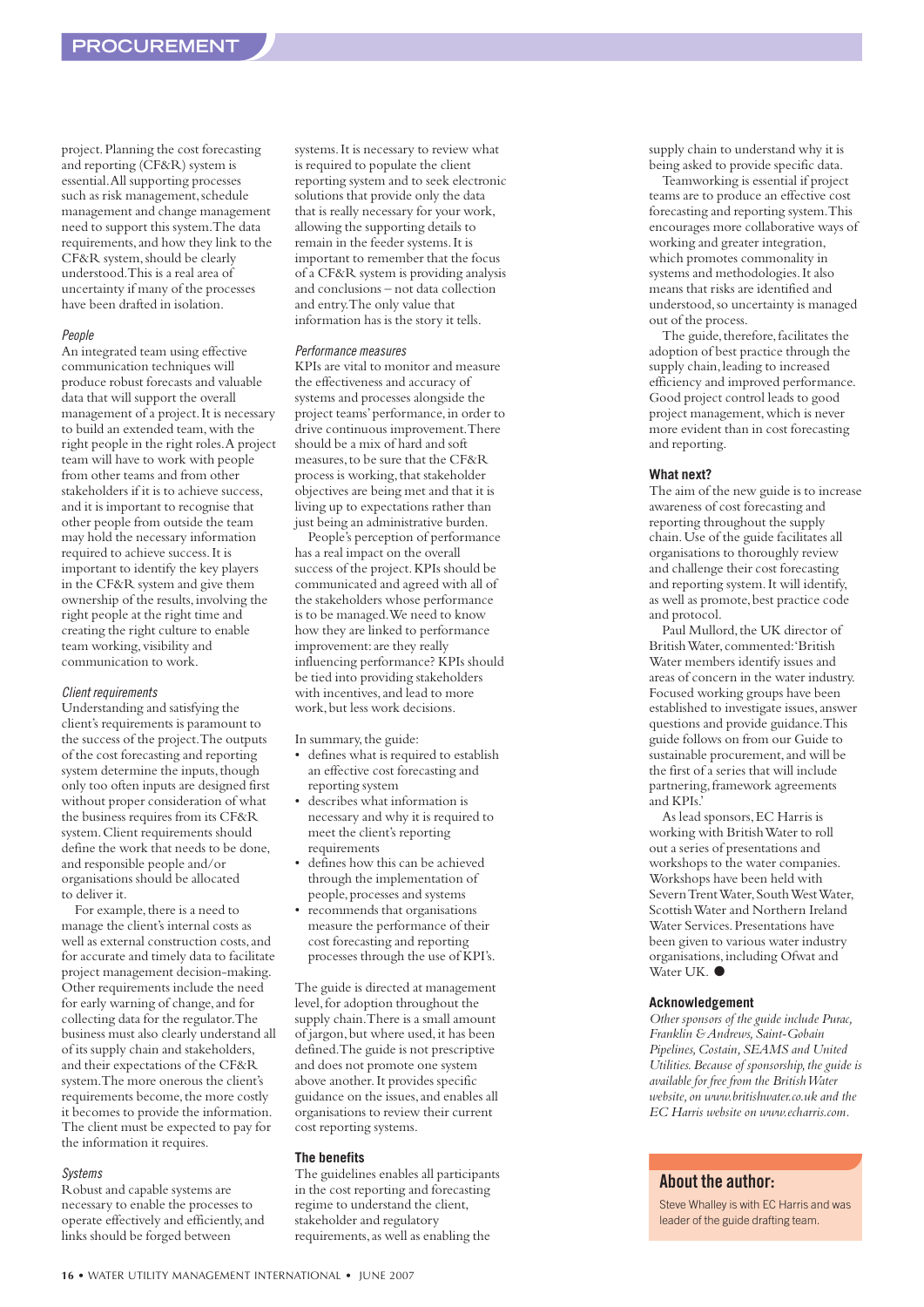project. Planning the cost forecasting and reporting (CF&R) system is essential. All supporting processes such as risk management, schedule management and change management need to support this system. The data requirements, and how they link to the CF&R system, should be clearly understood. This is a real area of uncertainty if many of the processes have been drafted in isolation.

### *People*

An integrated team using effective communication techniques will produce robust forecasts and valuable data that will support the overall management of a project. It is necessary to build an extended team, with the right people in the right roles. A project team will have to work with people from other teams and from other stakeholders if it is to achieve success, and it is important to recognise that other people from outside the team may hold the necessary information required to achieve success. It is important to identify the key players in the CF&R system and give them ownership of the results, involving the right people at the right time and creating the right culture to enable team working, visibility and communication to work.

### *Client requirements*

Understanding and satisfying the client's requirements is paramount to the success of the project. The outputs of the cost forecasting and reporting system determine the inputs, though only too often inputs are designed first without proper consideration of what the business requires from its CF&R system. Client requirements should define the work that needs to be done, and responsible people and/or organisations should be allocated to deliver it.

For example, there is a need to manage the client's internal costs as well as external construction costs, and for accurate and timely data to facilitate project management decision-making. Other requirements include the need for early warning of change, and for collecting data for the regulator. The business must also clearly understand all of its supply chain and stakeholders, and their expectations of the CF&R system. The more onerous the client's requirements become, the more costly it becomes to provide the information. The client must be expected to pay for the information it requires.

### *Systems*

Robust and capable systems are necessary to enable the processes to operate effectively and efficiently, and links should be forged between systems. It is necessary to review what is required to populate the client reporting system and to seek electronic solutions that provide only the data that is really necessary for your work, allowing the supporting details to remain in the feeder systems. It is important to remember that the focus of a CF&R system is providing analysis and conclusions – not data collection and entry. The only value that information has is the story it tells.

### *Performance measures*

KPIs are vital to monitor and measure the effectiveness and accuracy of systems and processes alongside the project teams' performance, in order to drive continuous improvement. There should be a mix of hard and soft measures, to be sure that the CF&R process is working, that stakeholder objectives are being met and that it is living up to expectations rather than just being an administrative burden.

People's perception of performance has a real impact on the overall success of the project. KPIs should be communicated and agreed with all of the stakeholders whose performance is to be managed. We need to know how they are linked to performance improvement: are they really influencing performance? KPIs should be tied into providing stakeholders with incentives, and lead to more work, but less work decisions.

In summary, the guide:

- defines what is required to establish an effective cost forecasting and reporting system
- describes what information is necessary and why it is required to meet the client's reporting requirements
- defines how this can be achieved through the implementation of people, processes and systems
- recommends that organisations measure the performance of their cost forecasting and reporting processes through the use of KPI's.

The guide is directed at management level, for adoption throughout the supply chain. There is a small amount of jargon, but where used, it has been defined. The guide is not prescriptive and does not promote one system above another. It provides specific guidance on the issues, and enables all organisations to review their current cost reporting systems.

## The benefits

The guidelines enables all participants in the cost reporting and forecasting regime to understand the client, stakeholder and regulatory requirements, as well as enabling the supply chain to understand why it is being asked to provide specific data.

Teamworking is essential if project teams are to produce an effective cost forecasting and reporting system. This encourages more collaborative ways of working and greater integration, which promotes commonality in systems and methodologies. It also means that risks are identified and understood, so uncertainty is managed out of the process.

The guide, therefore, facilitates the adoption of best practice through the supply chain, leading to increased efficiency and improved performance. Good project control leads to good project management, which is never more evident than in cost forecasting and reporting.

## What next?

The aim of the new guide is to increase awareness of cost forecasting and reporting throughout the supply chain. Use of the guide facilitates all organisations to thoroughly review and challenge their cost forecasting and reporting system. It will identify, as well as promote, best practice code and protocol.

Paul Mullord, the UK director of British Water, commented: 'British Water members identify issues and areas of concern in the water industry. Focused working groups have been established to investigate issues, answer questions and provide guidance. This guide follows on from our Guide to sustainable procurement, and will be the first of a series that will include partnering, framework agreements and KPIs.'

As lead sponsors, EC Harris is working with British Water to roll out a series of presentations and workshops to the water companies. Workshops have been held with Severn Trent Water, South West Water, Scottish Water and Northern Ireland Water Services. Presentations have been given to various water industry organisations, including Ofwat and Water UK. ●

## Acknowledgement

*Other sponsors of the guide include Purac, Franklin & Andrews, Saint-Gobain Pipelines, Costain, SEAMS and United Utilities. Because of sponsorship, the guide is available for free from the British Water website, on www.britishwater.co.uk and the EC Harris website on www.echarris.com.*

## About the author:

Steve Whalley is with EC Harris and was leader of the guide drafting team.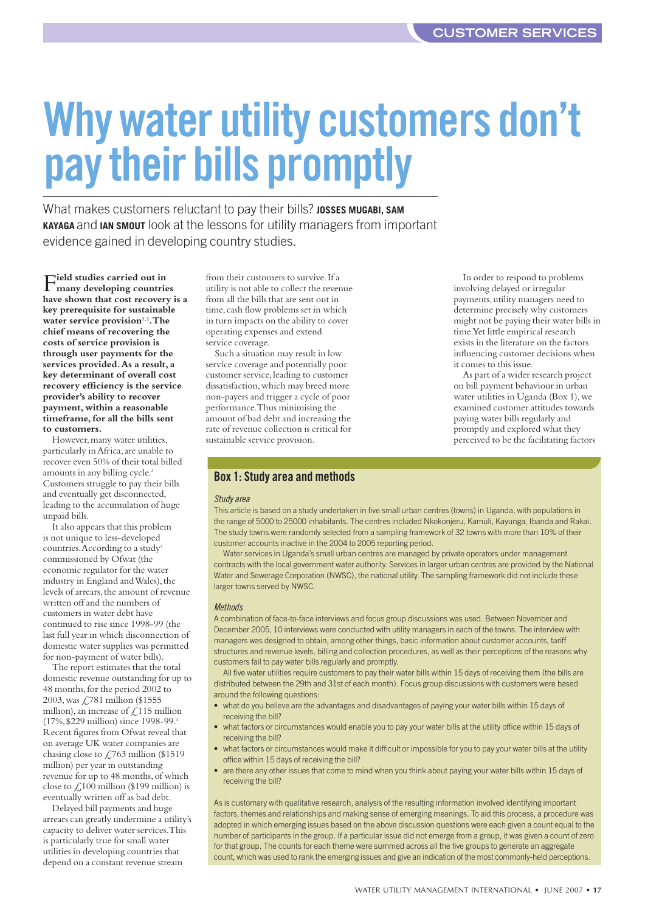# Why water utility customers don't pay their bills promptly

What makes customers reluctant to pay their bills? **JOSSES MUGABI, SAM KAYAGA** and **IAN SMOUT** look at the lessons for utility managers from important evidence gained in developing country studies.

**Field studies carried out in many developing countries have shown that cost recovery is a key prerequisite for sustainable water service provision[1,2]. The chief means of recovering the costs of service provision is through user payments for the services provided. As a result, a key determinant of overall cost recovery efficiency is the service provider's ability to recover payment, within a reasonable timeframe, for all the bills sent to customers.**

However, many water utilities, particularly in Africa, are unable to recover even 50% of their total billed amounts in any billing cycle.[3] Customers struggle to pay their bills and eventually get disconnected, leading to the accumulation of huge unpaid bills.

It also appears that this problem is not unique to less-developed countries. According to a study[4] commissioned by Ofwat (the economic regulator for the water industry in England and Wales), the levels of arrears, the amount of revenue written off and the numbers of customers in water debt have continued to rise since 1998-99 (the last full year in which disconnection of domestic water supplies was permitted for non-payment of water bills).

The report estimates that the total domestic revenue outstanding for up to 48 months, for the period 2002 to 2003, was £781 million ($1555 million), an increase of £115 million (17%, $229 million) since 1998-99.[4] Recent figures from Ofwat reveal that on average UK water companies are chasing close to £763 million ($1519 million) per year in outstanding revenue for up to 48 months, of which close to £100 million ($199 million) is eventually written off as bad debt.

Delayed bill payments and huge arrears can greatly undermine a utility's capacity to deliver water services. This is particularly true for small water utilities in developing countries that depend on a constant revenue stream from their customers to survive. If a utility is not able to collect the revenue from all the bills that are sent out in time, cash flow problems set in which in turn impacts on the ability to cover operating expenses and extend service coverage.

Such a situation may result in low service coverage and potentially poor customer service, leading to customer dissatisfaction, which may breed more non-payers and trigger a cycle of poor performance. Thus minimising the amount of bad debt and increasing the rate of revenue collection is critical for sustainable service provision.

In order to respond to problems involving delayed or irregular payments, utility managers need to determine precisely why customers might not be paying their water bills in time. Yet little empirical research exists in the literature on the factors influencing customer decisions when it comes to this issue.

As part of a wider research project on bill payment behaviour in urban water utilities in Uganda (Box 1), we examined customer attitudes towards paying water bills regularly and promptly and explored what they perceived to be the facilitating factors

## Box 1: Study area and methods

*Study area*

This article is based on a study undertaken in five small urban centres (towns) in Uganda, with populations in the range of 5000 to 25000 inhabitants. The centres included Nkokonjeru, Kamuli, Kayunga, Ibanda and Rakai. The study towns were randomly selected from a sampling framework of 32 towns with more than 10% of their customer accounts inactive in the 2004 to 2005 reporting period.

Water services in Uganda's small urban centres are managed by private operators under management contracts with the local government water authority. Services in larger urban centres are provided by the National Water and Sewerage Corporation (NWSC), the national utility. The sampling framework did not include these larger towns served by NWSC.

*Methods*

A combination of face-to-face interviews and focus group discussions was used. Between November and December 2005, 10 interviews were conducted with utility managers in each of the towns. The interview with managers was designed to obtain, among other things, basic information about customer accounts, tariff structures and revenue levels, billing and collection procedures, as well as their perceptions of the reasons why customers fail to pay water bills regularly and promptly.

All five water utilities require customers to pay their water bills within 15 days of receiving them (the bills are distributed between the 29th and 31st of each month). Focus group discussions with customers were based around the following questions:

- what do you believe are the advantages and disadvantages of paying your water bills within 15 days of receiving the bill?
- what factors or circumstances would enable you to pay your water bills at the utility office within 15 days of receiving the bill?
- what factors or circumstances would make it difficult or impossible for you to pay your water bills at the utility office within 15 days of receiving the bill?
- are there any other issues that come to mind when you think about paying your water bills within 15 days of receiving the bill?

As is customary with qualitative research, analysis of the resulting information involved identifying important factors, themes and relationships and making sense of emerging meanings. To aid this process, a procedure was adopted in which emerging issues based on the above discussion questions were each given a count equal to the number of participants in the group. If a particular issue did not emerge from a group, it was given a count of zero for that group. The counts for each theme were summed across all the five groups to generate an aggregate count, which was used to rank the emerging issues and give an indication of the most commonly-held perceptions.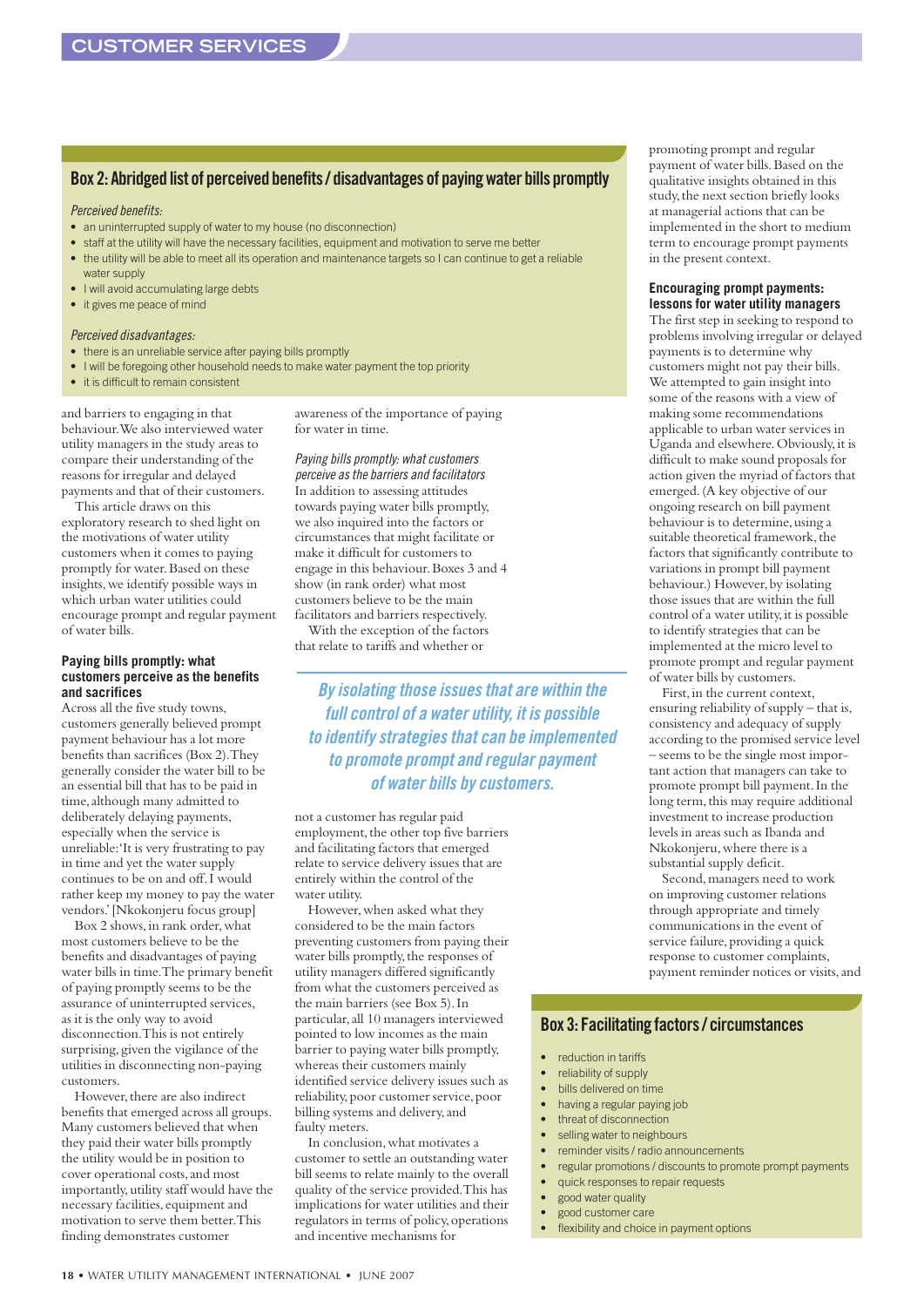## Box 2: Abridged list of perceived benefits / disadvantages of paying water bills promptly

*Perceived benefits:*

- an uninterrupted supply of water to my house (no disconnection)
- staff at the utility will have the necessary facilities, equipment and motivation to serve me better
- the utility will be able to meet all its operation and maintenance targets so I can continue to get a reliable water supply
- I will avoid accumulating large debts
- it gives me peace of mind

*Perceived disadvantages:*

- there is an unreliable service after paying bills promptly
- I will be foregoing other household needs to make water payment the top priority
- it is difficult to remain consistent

and barriers to engaging in that behaviour. We also interviewed water utility managers in the study areas to compare their understanding of the reasons for irregular and delayed payments and that of their customers.

This article draws on this exploratory research to shed light on the motivations of water utility customers when it comes to paying promptly for water. Based on these insights, we identify possible ways in which urban water utilities could encourage prompt and regular payment of water bills.

### Paying bills promptly: what customers perceive as the benefits and sacrifices

Across all the five study towns, customers generally believed prompt payment behaviour has a lot more benefits than sacrifices (Box 2). They generally consider the water bill to be an essential bill that has to be paid in time, although many admitted to deliberately delaying payments, especially when the service is unreliable: 'It is very frustrating to pay in time and yet the water supply continues to be on and off. I would rather keep my money to pay the water vendors.' [Nkokonjeru focus group]

Box 2 shows, in rank order, what most customers believe to be the benefits and disadvantages of paying water bills in time. The primary benefit of paying promptly seems to be the assurance of uninterrupted services, as it is the only way to avoid disconnection. This is not entirely surprising, given the vigilance of the utilities in disconnecting non-paying customers.

However, there are also indirect benefits that emerged across all groups. Many customers believed that when they paid their water bills promptly the utility would be in position to cover operational costs, and most importantly, utility staff would have the necessary facilities, equipment and motivation to serve them better. This finding demonstrates customer awareness of the importance of paying for water in time.

*Paying bills promptly: what customers perceive as the barriers and facilitators*

In addition to assessing attitudes towards paying water bills promptly, we also inquired into the factors or circumstances that might facilitate or make it difficult for customers to engage in this behaviour. Boxes 3 and 4 show (in rank order) what most customers believe to be the main facilitators and barriers respectively.

With the exception of the factors that relate to tariffs and whether or not a customer has regular paid employment, the other top five barriers and facilitating factors that emerged relate to service delivery issues that are entirely within the control of the water utility.

However, when asked what they considered to be the main factors preventing customers from paying their water bills promptly, the responses of utility managers differed significantly from what the customers perceived as the main barriers (see Box 5). In particular, all 10 managers interviewed pointed to low incomes as the main barrier to paying water bills promptly, whereas their customers mainly identified service delivery issues such as reliability, poor customer service, poor billing systems and delivery, and faulty meters.

In conclusion, what motivates a customer to settle an outstanding water bill seems to relate mainly to the overall quality of the service provided. This has implications for water utilities and their regulators in terms of policy, operations and incentive mechanisms for promoting prompt and regular payment of water bills. Based on the qualitative insights obtained in this study, the next section briefly looks at managerial actions that can be implemented in the short to medium term to encourage prompt payments in the present context.

> *By isolating those issues that are within the full control of a water utility, it is possible to identify strategies that can be implemented to promote prompt and regular payment of water bills by customers.*

### Encouraging prompt payments: lessons for water utility managers

The first step in seeking to respond to problems involving irregular or delayed payments is to determine why customers might not pay their bills. We attempted to gain insight into some of the reasons with a view of making some recommendations applicable to urban water services in Uganda and elsewhere. Obviously, it is difficult to make sound proposals for action given the myriad of factors that emerged. (A key objective of our ongoing research on bill payment behaviour is to determine, using a suitable theoretical framework, the factors that significantly contribute to variations in prompt bill payment behaviour.) However, by isolating those issues that are within the full control of a water utility, it is possible to identify strategies that can be implemented at the micro level to promote prompt and regular payment of water bills by customers.

First, in the current context, ensuring reliability of supply – that is, consistency and adequacy of supply according to the promised service level – seems to be the single most important action that managers can take to promote prompt bill payment. In the long term, this may require additional investment to increase production levels in areas such as Ibanda and Nkokonjeru, where there is a substantial supply deficit.

Second, managers need to work on improving customer relations through appropriate and timely communications in the event of service failure, providing a quick response to customer complaints, payment reminder notices or visits, and

## Box 3: Facilitating factors / circumstances

- reduction in tariffs
- reliability of supply
- bills delivered on time
- having a regular paying job
- threat of disconnection
- selling water to neighbours
- reminder visits / radio announcements
- regular promotions / discounts to promote prompt payments
- quick responses to repair requests
- good water quality
- good customer care
- flexibility and choice in payment options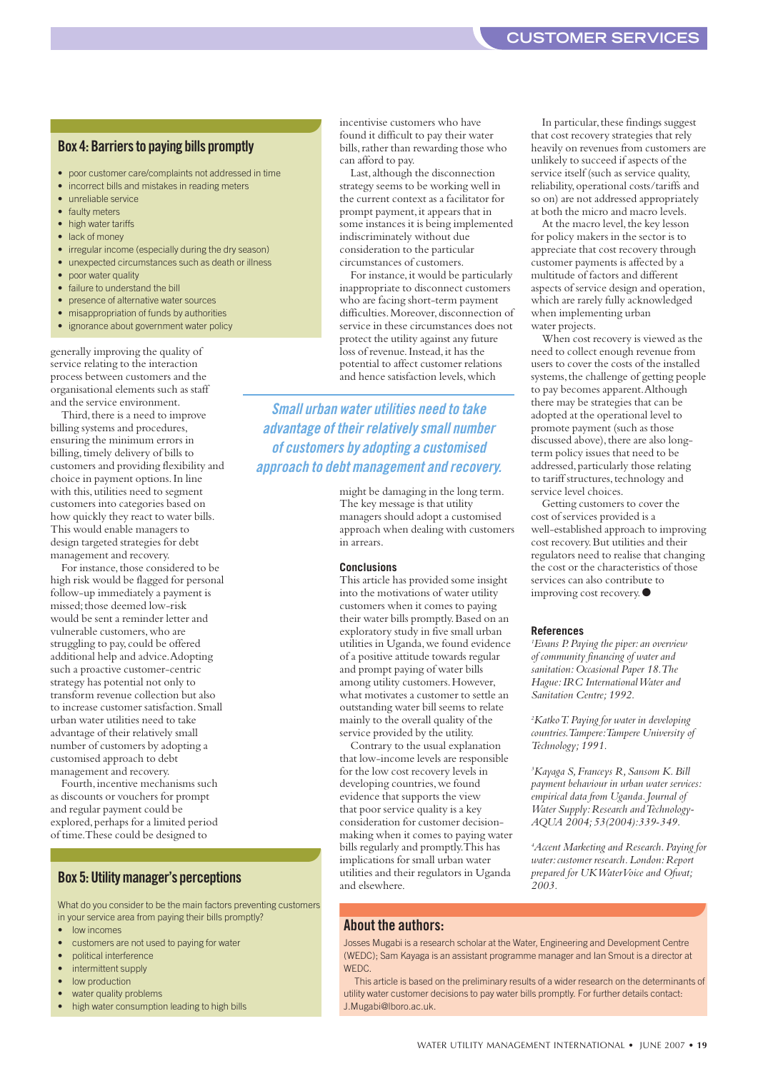## Box 4: Barriers to paying bills promptly

- poor customer care/complaints not addressed in time
- incorrect bills and mistakes in reading meters
- unreliable service
- faulty meters
- high water tariffs
- lack of money
- irregular income (especially during the dry season)
- unexpected circumstances such as death or illness
- poor water quality
- failure to understand the bill
- presence of alternative water sources
- misappropriation of funds by authorities
- ignorance about government water policy

generally improving the quality of service relating to the interaction process between customers and the organisational elements such as staff and the service environment.

Third, there is a need to improve billing systems and procedures, ensuring the minimum errors in billing, timely delivery of bills to customers and providing flexibility and choice in payment options. In line with this, utilities need to segment customers into categories based on how quickly they react to water bills. This would enable managers to design targeted strategies for debt management and recovery.

For instance, those considered to be high risk would be flagged for personal follow-up immediately a payment is missed; those deemed low-risk would be sent a reminder letter and vulnerable customers, who are struggling to pay, could be offered additional help and advice. Adopting such a proactive customer-centric strategy has potential not only to transform revenue collection but also to increase customer satisfaction. Small urban water utilities need to take advantage of their relatively small number of customers by adopting a customised approach to debt management and recovery.

Fourth, incentive mechanisms such as discounts or vouchers for prompt and regular payment could be explored, perhaps for a limited period of time. These could be designed to incentivise customers who have found it difficult to pay their water bills, rather than rewarding those who can afford to pay.

Last, although the disconnection strategy seems to be working well in the current context as a facilitator for prompt payment, it appears that in some instances it is being implemented indiscriminately without due consideration to the particular circumstances of customers.

For instance, it would be particularly inappropriate to disconnect customers who are facing short-term payment difficulties. Moreover, disconnection of service in these circumstances does not protect the utility against any future loss of revenue. Instead, it has the potential to affect customer relations and hence satisfaction levels, which might be damaging in the long term. The key message is that utility managers should adopt a customised approach when dealing with customers in arrears.

*Small urban water utilities need to take advantage of their relatively small number of customers by adopting a customised approach to debt management and recovery.*

### Conclusions

This article has provided some insight into the motivations of water utility customers when it comes to paying their water bills promptly. Based on an exploratory study in five small urban utilities in Uganda, we found evidence of a positive attitude towards regular and prompt paying of water bills among utility customers. However, what motivates a customer to settle an outstanding water bill seems to relate mainly to the overall quality of the service provided by the utility.

Contrary to the usual explanation that low-income levels are responsible for the low cost recovery levels in developing countries, we found evidence that supports the view that poor service quality is a key consideration for customer decision-making when it comes to paying water bills regularly and promptly. This has implications for small urban water utilities and their regulators in Uganda and elsewhere.

In particular, these findings suggest that cost recovery strategies that rely heavily on revenues from customers are unlikely to succeed if aspects of the service itself (such as service quality, reliability, operational costs/tariffs and so on) are not addressed appropriately at both the micro and macro levels.

At the macro level, the key lesson for policy makers in the sector is to appreciate that cost recovery through customer payments is affected by a multitude of factors and different aspects of service design and operation, which are rarely fully acknowledged when implementing urban water projects.

When cost recovery is viewed as the need to collect enough revenue from users to cover the costs of the installed systems, the challenge of getting people to pay becomes apparent. Although there may be strategies that can be adopted at the operational level to promote payment (such as those discussed above), there are also long-term policy issues that need to be addressed, particularly those relating to tariff structures, technology and service level choices.

Getting customers to cover the cost of services provided is a well-established approach to improving cost recovery. But utilities and their regulators need to realise that changing the cost or the characteristics of those services can also contribute to improving cost recovery. ●

## Box 5: Utility manager's perceptions

What do you consider to be the main factors preventing customers in your service area from paying their bills promptly?

- low incomes
- customers are not used to paying for water
- political interference
- intermittent supply
- low production
- water quality problems
- high water consumption leading to high bills

### References

[1] Evans P. *Paying the piper: an overview of community financing of water and sanitation: Occasional Paper 18. The Hague: IRC International Water and Sanitation Centre; 1992.*

[2] Katko T. *Paying for water in developing countries. Tampere: Tampere University of Technology; 1991.*

[3] Kayaga S, Franceys R, Sansom K. *Bill payment behaviour in urban water services: empirical data from Uganda. Journal of Water Supply: Research and Technology-AQUA 2004; 53(2004):339-349.*

[4] Accent Marketing and Research. *Paying for water: customer research. London: Report prepared for UK WaterVoice and Ofwat; 2003.*

### About the authors:

Josses Mugabi is a research scholar at the Water, Engineering and Development Centre (WEDC); Sam Kayaga is an assistant programme manager and Ian Smout is a director at WEDC.

This article is based on the preliminary results of a wider research on the determinants of utility water customer decisions to pay water bills promptly. For further details contact: J.Mugabi@lboro.ac.uk.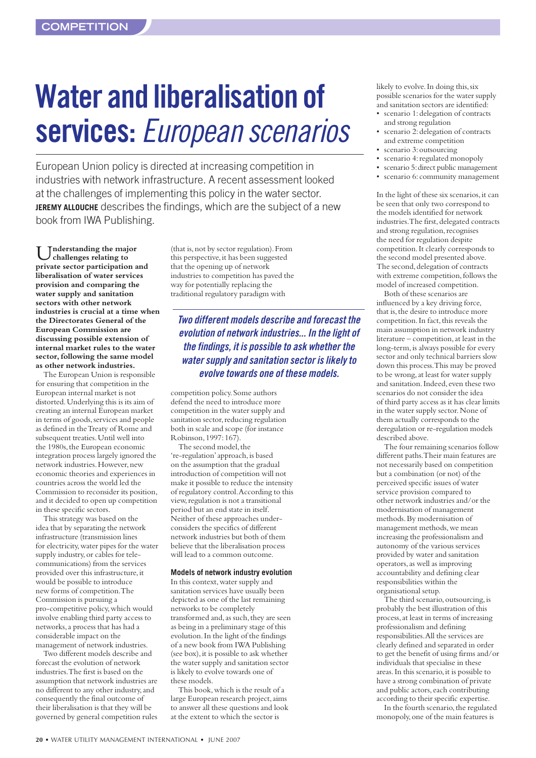# Water and liberalisation of services: *European scenarios*

European Union policy is directed at increasing competition in industries with network infrastructure. A recent assessment looked at the challenges of implementing this policy in the water sector. **JEREMY ALLOUCHE** describes the findings, which are the subject of a new book from IWA Publishing.

**Understanding the major challenges relating to private sector participation and liberalisation of water services provision and comparing the water supply and sanitation sectors with other network industries is crucial at a time when the Directorates General of the European Commission are discussing possible extension of internal market rules to the water sector, following the same model as other network industries.**

The European Union is responsible for ensuring that competition in the European internal market is not distorted. Underlying this is its aim of creating an internal European market in terms of goods, services and people as defined in the Treaty of Rome and subsequent treaties. Until well into the 1980s, the European economic integration process largely ignored the network industries. However, new economic theories and experiences in countries across the world led the Commission to reconsider its position, and it decided to open up competition in these specific sectors.

This strategy was based on the idea that by separating the network infrastructure (transmission lines for electricity, water pipes for the water supply industry, or cables for telecommunications) from the services provided over this infrastructure, it would be possible to introduce new forms of competition. The Commission is pursuing a pro-competitive policy, which would involve enabling third party access to networks, a process that has had a considerable impact on the management of network industries.

Two different models describe and forecast the evolution of network industries. The first is based on the assumption that network industries are no different to any other industry, and consequently the final outcome of their liberalisation is that they will be governed by general competition rules (that is, not by sector regulation). From this perspective, it has been suggested that the opening up of network industries to competition has paved the way for potentially replacing the traditional regulatory paradigm with competition policy. Some authors defend the need to introduce more competition in the water supply and sanitation sector, reducing regulation both in scale and scope (for instance Robinson, 1997: 167).

*Two different models describe and forecast the evolution of network industries... In the light of the findings, it is possible to ask whether the water supply and sanitation sector is likely to evolve towards one of these models.*

The second model, the 're-regulation' approach, is based on the assumption that the gradual introduction of competition will not make it possible to reduce the intensity of regulatory control. According to this view, regulation is not a transitional period but an end state in itself. Neither of these approaches underconsiders the specifics of different network industries but both of them believe that the liberalisation process will lead to a common outcome.

### Models of network industry evolution

In this context, water supply and sanitation services have usually been depicted as one of the last remaining networks to be completely transformed and, as such, they are seen as being in a preliminary stage of this evolution. In the light of the findings of a new book from IWA Publishing (see box), it is possible to ask whether the water supply and sanitation sector is likely to evolve towards one of these models.

This book, which is the result of a large European research project, aims to answer all these questions and look at the extent to which the sector is likely to evolve. In doing this, six possible scenarios for the water supply and sanitation sectors are identified:

- scenario 1: delegation of contracts and strong regulation
- scenario 2: delegation of contracts and extreme competition
- scenario 3: outsourcing
- scenario 4: regulated monopoly
- scenario 5: direct public management
- scenario 6: community management

In the light of these six scenarios, it can be seen that only two correspond to the models identified for network industries. The first, delegated contracts and strong regulation, recognises the need for regulation despite competition. It clearly corresponds to the second model presented above. The second, delegation of contracts with extreme competition, follows the model of increased competition.

Both of these scenarios are influenced by a key driving force, that is, the desire to introduce more competition. In fact, this reveals the main assumption in network industry literature – competition, at least in the long-term, is always possible for every sector and only technical barriers slow down this process. This may be proved to be wrong, at least for water supply and sanitation. Indeed, even these two scenarios do not consider the idea of third party access as it has clear limits in the water supply sector. None of them actually corresponds to the deregulation or re-regulation models described above.

The four remaining scenarios follow different paths. Their main features are not necessarily based on competition but a combination (or not) of the perceived specific issues of water service provision compared to other network industries and/or the modernisation of management methods. By modernisation of management methods, we mean increasing the professionalism and autonomy of the various services provided by water and sanitation operators, as well as improving accountability and defining clear responsibilities within the organisational setup.

The third scenario, outsourcing, is probably the best illustration of this process, at least in terms of increasing professionalism and defining responsibilities. All the services are clearly defined and separated in order to get the benefit of using firms and/or individuals that specialise in these areas. In this scenario, it is possible to have a strong combination of private and public actors, each contributing according to their specific expertise.

In the fourth scenario, the regulated monopoly, one of the main features is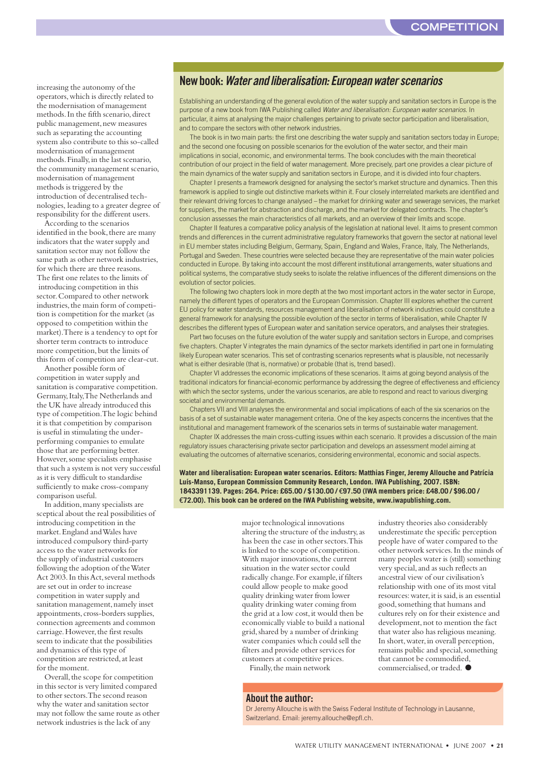increasing the autonomy of the operators, which is directly related to the modernisation of management methods. In the fifth scenario, direct public management, new measures such as separating the accounting system also contribute to this so-called modernisation of management methods. Finally, in the last scenario, the community management scenario, modernisation of management methods is triggered by the introduction of decentralised technologies, leading to a greater degree of responsibility for the different users.

According to the scenarios identified in the book, there are many indicators that the water supply and sanitation sector may not follow the same path as other network industries, for which there are three reasons. The first one relates to the limits of introducing competition in this sector. Compared to other network industries, the main form of competition is competition for the market (as opposed to competition within the market). There is a tendency to opt for shorter term contracts to introduce more competition, but the limits of this form of competition are clear-cut.

Another possible form of competition in water supply and sanitation is comparative competition. Germany, Italy, The Netherlands and the UK have already introduced this type of competition. The logic behind it is that competition by comparison is useful in stimulating the under-performing companies to emulate those that are performing better. However, some specialists emphasise that such a system is not very successful as it is very difficult to standardise sufficiently to make cross-company comparison useful.

In addition, many specialists are sceptical about the real possibilities of introducing competition in the market. England and Wales have introduced compulsory third-party access to the water networks for the supply of industrial customers following the adoption of the Water Act 2003. In this Act, several methods are set out in order to increase competition in water supply and sanitation management, namely inset appointments, cross-borders supplies, connection agreements and common carriage. However, the first results seem to indicate that the possibilities and dynamics of this type of competition are restricted, at least for the moment.

Overall, the scope for competition in this sector is very limited compared to other sectors. The second reason why the water and sanitation sector may not follow the same route as other network industries is the lack of any major technological innovations altering the structure of the industry, as has been the case in other sectors. This is linked to the scope of competition. With major innovations, the current situation in the water sector could radically change. For example, if filters could allow people to make good quality drinking water from lower quality drinking water coming from the grid at a low cost, it would then be economically viable to build a national grid, shared by a number of drinking water companies which could sell the filters and provide other services for customers at competitive prices.

Finally, the main network industry theories also considerably underestimate the specific perception people have of water compared to the other network services. In the minds of many peoples water is (still) something very special, and as such reflects an ancestral view of our civilisation's relationship with one of its most vital resources: water, it is said, is an essential good, something that humans and cultures rely on for their existence and development, not to mention the fact that water also has religious meaning. In short, water, in overall perception, remains public and special, something that cannot be commodified, commercialised, or traded. ●

## New book: *Water and liberalisation: European water scenarios*

Establishing an understanding of the general evolution of the water supply and sanitation sectors in Europe is the purpose of a new book from IWA Publishing called *Water and liberalisation: European water scenarios*. In particular, it aims at analysing the major challenges pertaining to private sector participation and liberalisation, and to compare the sectors with other network industries.

The book is in two main parts: the first one describing the water supply and sanitation sectors today in Europe; and the second one focusing on possible scenarios for the evolution of the water sector, and their main implications in social, economic, and environmental terms. The book concludes with the main theoretical contribution of our project in the field of water management. More precisely, part one provides a clear picture of the main dynamics of the water supply and sanitation sectors in Europe, and it is divided into four chapters.

Chapter I presents a framework designed for analysing the sector's market structure and dynamics. Then this framework is applied to single out distinctive markets within it. Four closely interrelated markets are identified and their relevant driving forces to change analysed – the market for drinking water and sewerage services, the market for suppliers, the market for abstraction and discharge, and the market for delegated contracts. The chapter's conclusion assesses the main characteristics of all markets, and an overview of their limits and scope.

Chapter II features a comparative policy analysis of the legislation at national level. It aims to present common trends and differences in the current administrative regulatory frameworks that govern the sector at national level in EU member states including Belgium, Germany, Spain, England and Wales, France, Italy, The Netherlands, Portugal and Sweden. These countries were selected because they are representative of the main water policies conducted in Europe. By taking into account the most different institutional arrangements, water situations and political systems, the comparative study seeks to isolate the relative influences of the different dimensions on the evolution of sector policies.

The following two chapters look in more depth at the two most important actors in the water sector in Europe, namely the different types of operators and the European Commission. Chapter III explores whether the current EU policy for water standards, resources management and liberalisation of network industries could constitute a general framework for analysing the possible evolution of the sector in terms of liberalisation, while Chapter IV describes the different types of European water and sanitation service operators, and analyses their strategies.

Part two focuses on the future evolution of the water supply and sanitation sectors in Europe, and comprises five chapters. Chapter V integrates the main dynamics of the sector markets identified in part one in formulating likely European water scenarios. This set of contrasting scenarios represents what is plausible, not necessarily what is either desirable (that is, normative) or probable (that is, trend based).

Chapter VI addresses the economic implications of these scenarios. It aims at going beyond analysis of the traditional indicators for financial-economic performance by addressing the degree of effectiveness and efficiency with which the sector systems, under the various scenarios, are able to respond and react to various diverging societal and environmental demands.

Chapters VII and VIII analyses the environmental and social implications of each of the six scenarios on the basis of a set of sustainable water management criteria. One of the key aspects concerns the incentives that the institutional and management framework of the scenarios sets in terms of sustainable water management.

Chapter IX addresses the main cross-cutting issues within each scenario. It provides a discussion of the main regulatory issues characterising private sector participation and develops an assessment model aiming at evaluating the outcomes of alternative scenarios, considering environmental, economic and social aspects.

**Water and liberalisation: European water scenarios. Editors: Matthias Finger, Jeremy Allouche and Patrícia Luís-Manso, European Commission Community Research, London. IWA Publishing, 2007. ISBN: 1843391139. Pages: 264. Price: £65.00 / $130.00 / €97.50 (IWA members price: £48.00 / $96.00 / €72.00). This book can be ordered on the IWA Publishing website, www.iwapublishing.com.**

## About the author:

Dr Jeremy Allouche is with the Swiss Federal Institute of Technology in Lausanne, Switzerland. Email: jeremy.allouche@epfl.ch.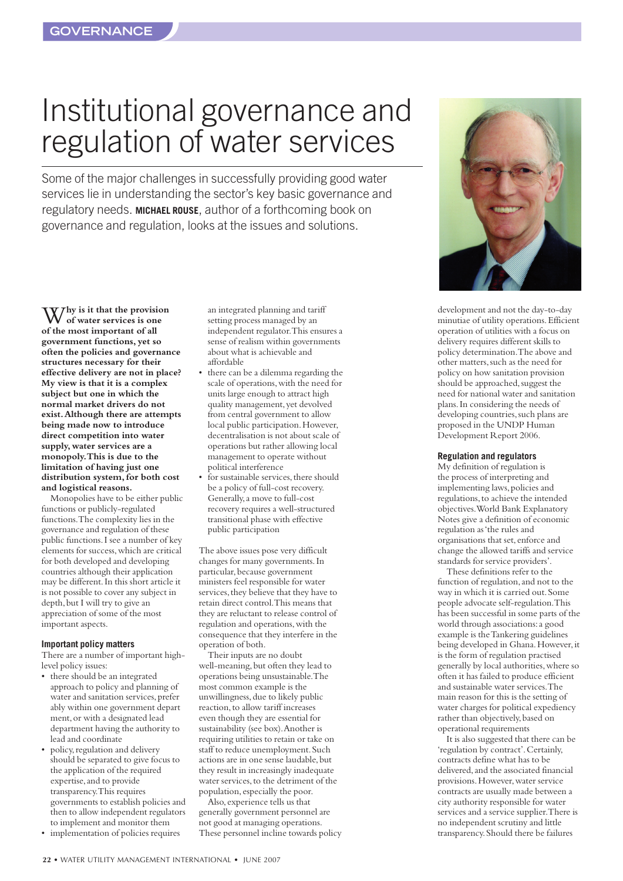# Institutional governance and regulation of water services

Some of the major challenges in successfully providing good water services lie in understanding the sector's key basic governance and regulatory needs. **MICHAEL ROUSE**, author of a forthcoming book on governance and regulation, looks at the issues and solutions.

**Why is it that the provision of water services is one of the most important of all government functions, yet so often the policies and governance structures necessary for their effective delivery are not in place? My view is that it is a complex subject but one in which the normal market drivers do not exist. Although there are attempts being made now to introduce direct competition into water supply, water services are a monopoly. This is due to the limitation of having just one distribution system, for both cost and logistical reasons.**

Monopolies have to be either public functions or publicly-regulated functions. The complexity lies in the governance and regulation of these public functions. I see a number of key elements for success, which are critical for both developed and developing countries although their application may be different. In this short article it is not possible to cover any subject in depth, but I will try to give an appreciation of some of the most important aspects.

### Important policy matters

There are a number of important high-level policy issues:

- there should be an integrated approach to policy and planning of water and sanitation services, preferably within one government department, or with a designated lead department having the authority to lead and coordinate
- policy, regulation and delivery should be separated to give focus to the application of the required expertise, and to provide transparency. This requires governments to establish policies and then to allow independent regulators to implement and monitor them
- implementation of policies requires an integrated planning and tariff setting process managed by an independent regulator. This ensures a sense of realism within governments about what is achievable and affordable
- there can be a dilemma regarding the scale of operations, with the need for units large enough to attract high quality management, yet devolved from central government to allow local public participation. However, decentralisation is not about scale of operations but rather allowing local management to operate without political interference
- for sustainable services, there should be a policy of full-cost recovery. Generally, a move to full-cost recovery requires a well-structured transitional phase with effective public participation

The above issues pose very difficult changes for many governments. In particular, because government ministers feel responsible for water services, they believe that they have to retain direct control. This means that they are reluctant to release control of regulation and operations, with the consequence that they interfere in the operation of both.

Their inputs are no doubt well-meaning, but often they lead to operations being unsustainable. The most common example is the unwillingness, due to likely public reaction, to allow tariff increases even though they are essential for sustainability (see box). Another is requiring utilities to retain or take on staff to reduce unemployment. Such actions are in one sense laudable, but they result in increasingly inadequate water services, to the detriment of the population, especially the poor.

Also, experience tells us that generally government personnel are not good at managing operations. These personnel incline towards policy development and not the day-to-day minutiae of utility operations. Efficient operation of utilities with a focus on delivery requires different skills to policy determination. The above and other matters, such as the need for policy on how sanitation provision should be approached, suggest the need for national water and sanitation plans. In considering the needs of developing countries, such plans are proposed in the UNDP Human Development Report 2006.

### Regulation and regulators

My definition of regulation is the process of interpreting and implementing laws, policies and regulations, to achieve the intended objectives. World Bank Explanatory Notes give a definition of economic regulation as 'the rules and organisations that set, enforce and change the allowed tariffs and service standards for service providers'.

These definitions refer to the function of regulation, and not to the way in which it is carried out. Some people advocate self-regulation. This has been successful in some parts of the world through associations: a good example is the Tankering guidelines being developed in Ghana. However, it is the form of regulation practised generally by local authorities, where so often it has failed to produce efficient and sustainable water services. The main reason for this is the setting of water charges for political expediency rather than objectively, based on operational requirements

It is also suggested that there can be 'regulation by contract'. Certainly, contracts define what has to be delivered, and the associated financial provisions. However, water service contracts are usually made between a city authority responsible for water services and a service supplier. There is no independent scrutiny and little transparency. Should there be failures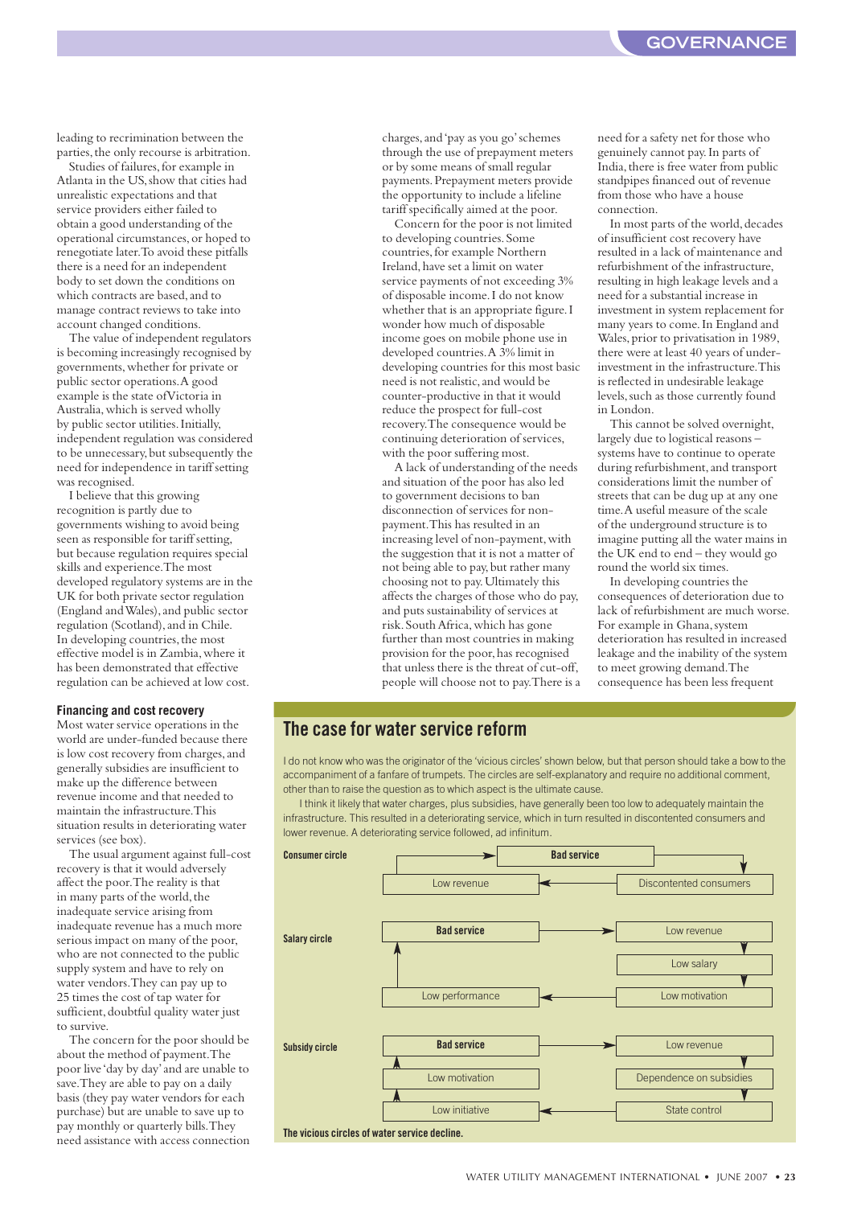leading to recrimination between the parties, the only recourse is arbitration.

Studies of failures, for example in Atlanta in the US, show that cities had unrealistic expectations and that service providers either failed to obtain a good understanding of the operational circumstances, or hoped to renegotiate later. To avoid these pitfalls there is a need for an independent body to set down the conditions on which contracts are based, and to manage contract reviews to take into account changed conditions.

The value of independent regulators is becoming increasingly recognised by governments, whether for private or public sector operations. A good example is the state of Victoria in Australia, which is served wholly by public sector utilities. Initially, independent regulation was considered to be unnecessary, but subsequently the need for independence in tariff setting was recognised.

I believe that this growing recognition is partly due to governments wishing to avoid being seen as responsible for tariff setting, but because regulation requires special skills and experience. The most developed regulatory systems are in the UK for both private sector regulation (England and Wales), and public sector regulation (Scotland), and in Chile. In developing countries, the most effective model is in Zambia, where it has been demonstrated that effective regulation can be achieved at low cost.

### Financing and cost recovery

Most water service operations in the world are under-funded because there is low cost recovery from charges, and generally subsidies are insufficient to make up the difference between revenue income and that needed to maintain the infrastructure. This situation results in deteriorating water services (see box).

The usual argument against full-cost recovery is that it would adversely affect the poor. The reality is that in many parts of the world, the inadequate service arising from inadequate revenue has a much more serious impact on many of the poor, who are not connected to the public supply system and have to rely on water vendors. They can pay up to 25 times the cost of tap water for sufficient, doubtful quality water just to survive.

The concern for the poor should be about the method of payment. The poor live 'day by day' and are unable to save. They are able to pay on a daily basis (they pay water vendors for each purchase) but are unable to save up to pay monthly or quarterly bills. They need assistance with access connection charges, and 'pay as you go' schemes through the use of prepayment meters or by some means of small regular payments. Prepayment meters provide the opportunity to include a lifeline tariff specifically aimed at the poor.

Concern for the poor is not limited to developing countries. Some countries, for example Northern Ireland, have set a limit on water service payments of not exceeding 3% of disposable income. I do not know whether that is an appropriate figure. I wonder how much of disposable income goes on mobile phone use in developed countries. A 3% limit in developing countries for this most basic need is not realistic, and would be counter-productive in that it would reduce the prospect for full-cost recovery. The consequence would be continuing deterioration of services, with the poor suffering most.

A lack of understanding of the needs and situation of the poor has also led to government decisions to ban disconnection of services for non-payment. This has resulted in an increasing level of non-payment, with the suggestion that it is not a matter of not being able to pay, but rather many choosing not to pay. Ultimately this affects the charges of those who do pay, and puts sustainability of services at risk. South Africa, which has gone further than most countries in making provision for the poor, has recognised that unless there is the threat of cut-off, people will choose not to pay. There is a need for a safety net for those who genuinely cannot pay. In parts of India, there is free water from public standpipes financed out of revenue from those who have a house connection.

In most parts of the world, decades of insufficient cost recovery have resulted in a lack of maintenance and refurbishment of the infrastructure, resulting in high leakage levels and a need for a substantial increase in investment in system replacement for many years to come. In England and Wales, prior to privatisation in 1989, there were at least 40 years of under-investment in the infrastructure. This is reflected in undesirable leakage levels, such as those currently found in London.

This cannot be solved overnight, largely due to logistical reasons – systems have to continue to operate during refurbishment, and transport considerations limit the number of streets that can be dug up at any one time. A useful measure of the scale of the underground structure is to imagine putting all the water mains in the UK end to end – they would go round the world six times.

In developing countries the consequences of deterioration due to lack of refurbishment are much worse. For example in Ghana, system deterioration has resulted in increased leakage and the inability of the system to meet growing demand. The consequence has been less frequent

## The case for water service reform

I do not know who was the originator of the 'vicious circles' shown below, but that person should take a bow to the accompaniment of a fanfare of trumpets. The circles are self-explanatory and require no additional comment, other than to raise the question as to which aspect is the ultimate cause.

I think it likely that water charges, plus subsidies, have generally been too low to adequately maintain the infrastructure. This resulted in a deteriorating service, which in turn resulted in discontented consumers and lower revenue. A deteriorating service followed, ad infinitum.

**Consumer circle**: Bad service → Discontented consumers → Low revenue → Bad service

**Salary circle**: Bad service → Low revenue → Low salary → Low motivation → Low performance → Bad service

**Subsidy circle**: Bad service → Low revenue → Dependence on subsidies → State control → Low initiative → Low motivation → Bad service

**The vicious circles of water service decline.**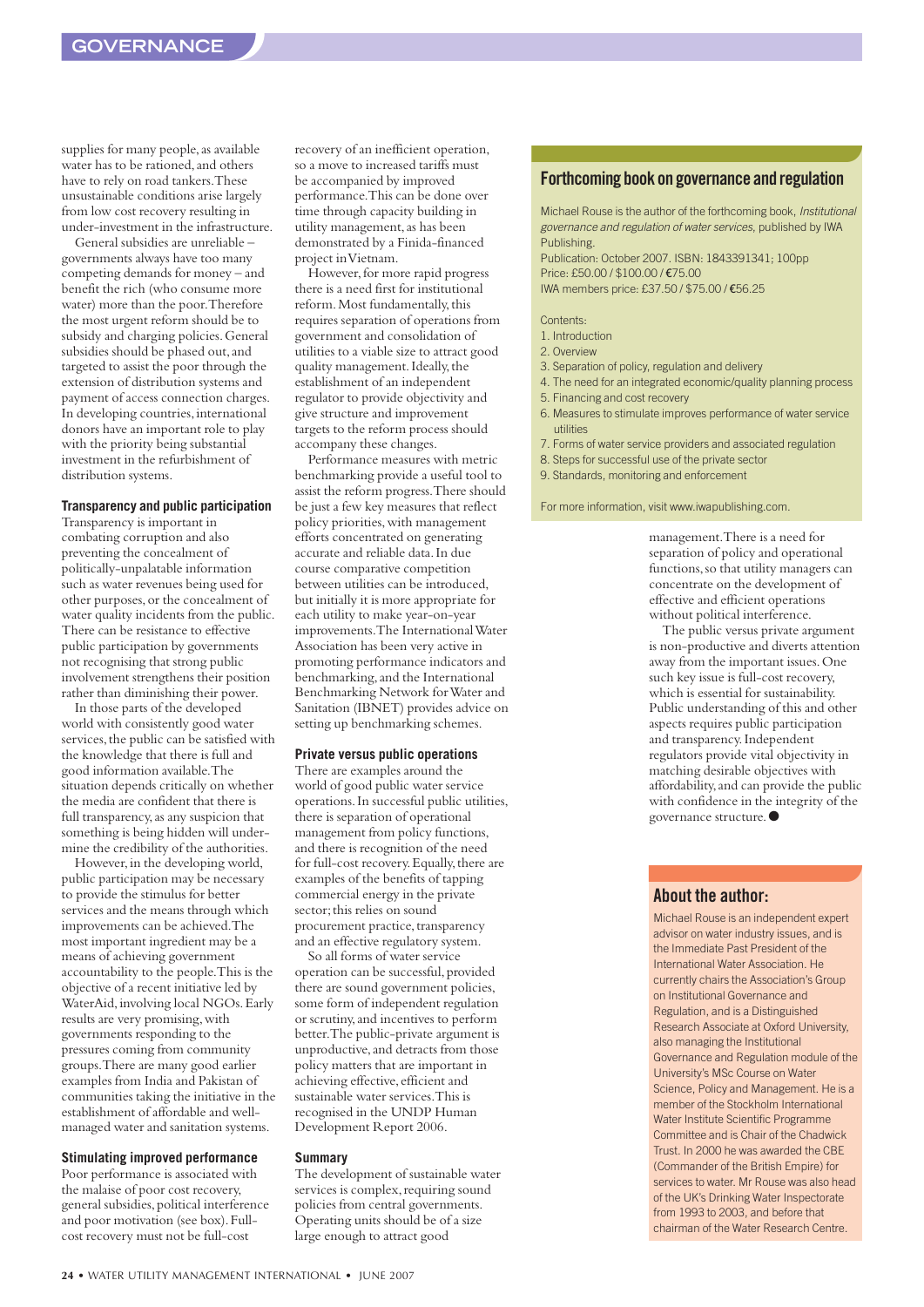supplies for many people, as available water has to be rationed, and others have to rely on road tankers. These unsustainable conditions arise largely from low cost recovery resulting in under-investment in the infrastructure.

General subsidies are unreliable – governments always have too many competing demands for money – and benefit the rich (who consume more water) more than the poor. Therefore the most urgent reform should be to subsidy and charging policies. General subsidies should be phased out, and targeted to assist the poor through the extension of distribution systems and payment of access connection charges. In developing countries, international donors have an important role to play with the priority being substantial investment in the refurbishment of distribution systems.

### Transparency and public participation

Transparency is important in combating corruption and also preventing the concealment of politically-unpalatable information such as water revenues being used for other purposes, or the concealment of water quality incidents from the public. There can be resistance to effective public participation by governments not recognising that strong public involvement strengthens their position rather than diminishing their power.

In those parts of the developed world with consistently good water services, the public can be satisfied with the knowledge that there is full and good information available. The situation depends critically on whether the media are confident that there is full transparency, as any suspicion that something is being hidden will undermine the credibility of the authorities.

However, in the developing world, public participation may be necessary to provide the stimulus for better services and the means through which improvements can be achieved. The most important ingredient may be a means of achieving government accountability to the people. This is the objective of a recent initiative led by WaterAid, involving local NGOs. Early results are very promising, with governments responding to the pressures coming from community groups. There are many good earlier examples from India and Pakistan of communities taking the initiative in the establishment of affordable and well-managed water and sanitation systems.

### Stimulating improved performance

Poor performance is associated with the malaise of poor cost recovery, general subsidies, political interference and poor motivation (see box). Full-cost recovery must not be full-cost recovery of an inefficient operation, so a move to increased tariffs must be accompanied by improved performance. This can be done over time through capacity building in utility management, as has been demonstrated by a Finida-financed project in Vietnam.

However, for more rapid progress there is a need first for institutional reform. Most fundamentally, this requires separation of operations from government and consolidation of utilities to a viable size to attract good quality management. Ideally, the establishment of an independent regulator to provide objectivity and give structure and improvement targets to the reform process should accompany these changes.

Performance measures with metric benchmarking provide a useful tool to assist the reform progress. There should be just a few key measures that reflect policy priorities, with management efforts concentrated on generating accurate and reliable data. In due course comparative competition between utilities can be introduced, but initially it is more appropriate for each utility to make year-on-year improvements. The International Water Association has been very active in promoting performance indicators and benchmarking, and the International Benchmarking Network for Water and Sanitation (IBNET) provides advice on setting up benchmarking schemes.

### Private versus public operations

There are examples around the world of good public water service operations. In successful public utilities, there is separation of operational management from policy functions, and there is recognition of the need for full-cost recovery. Equally, there are examples of the benefits of tapping commercial energy in the private sector; this relies on sound procurement practice, transparency and an effective regulatory system.

So all forms of water service operation can be successful, provided there are sound government policies, some form of independent regulation or scrutiny, and incentives to perform better. The public-private argument is unproductive, and detracts from those policy matters that are important in achieving effective, efficient and sustainable water services. This is recognised in the UNDP Human Development Report 2006.

### Summary

The development of sustainable water services is complex, requiring sound policies from central governments. Operating units should be of a size large enough to attract good management. There is a need for separation of policy and operational functions, so that utility managers can concentrate on the development of effective and efficient operations without political interference.

The public versus private argument is non-productive and diverts attention away from the important issues. One such key issue is full-cost recovery, which is essential for sustainability. Public understanding of this and other aspects requires public participation and transparency. Independent regulators provide vital objectivity in matching desirable objectives with affordability, and can provide the public with confidence in the integrity of the governance structure. ●

## Forthcoming book on governance and regulation

Michael Rouse is the author of the forthcoming book, *Institutional governance and regulation of water services*, published by IWA Publishing.
Publication: October 2007. ISBN: 1843391341; 100pp
Price: £50.00 / $100.00 / €75.00
IWA members price: £37.50 / $75.00 / €56.25

Contents:

1. Introduction
2. Overview
3. Separation of policy, regulation and delivery
4. The need for an integrated economic/quality planning process
5. Financing and cost recovery
6. Measures to stimulate improves performance of water service utilities
7. Forms of water service providers and associated regulation
8. Steps for successful use of the private sector
9. Standards, monitoring and enforcement

For more information, visit www.iwapublishing.com.

## About the author:

Michael Rouse is an independent expert advisor on water industry issues, and is the Immediate Past President of the International Water Association. He currently chairs the Association's Group on Institutional Governance and Regulation, and is a Distinguished Research Associate at Oxford University, also managing the Institutional Governance and Regulation module of the University's MSc Course on Water Science, Policy and Management. He is a member of the Stockholm International Water Institute Scientific Programme Committee and is Chair of the Chadwick Trust. In 2000 he was awarded the CBE (Commander of the British Empire) for services to water. Mr Rouse was also head of the UK's Drinking Water Inspectorate from 1993 to 2003, and before that chairman of the Water Research Centre.